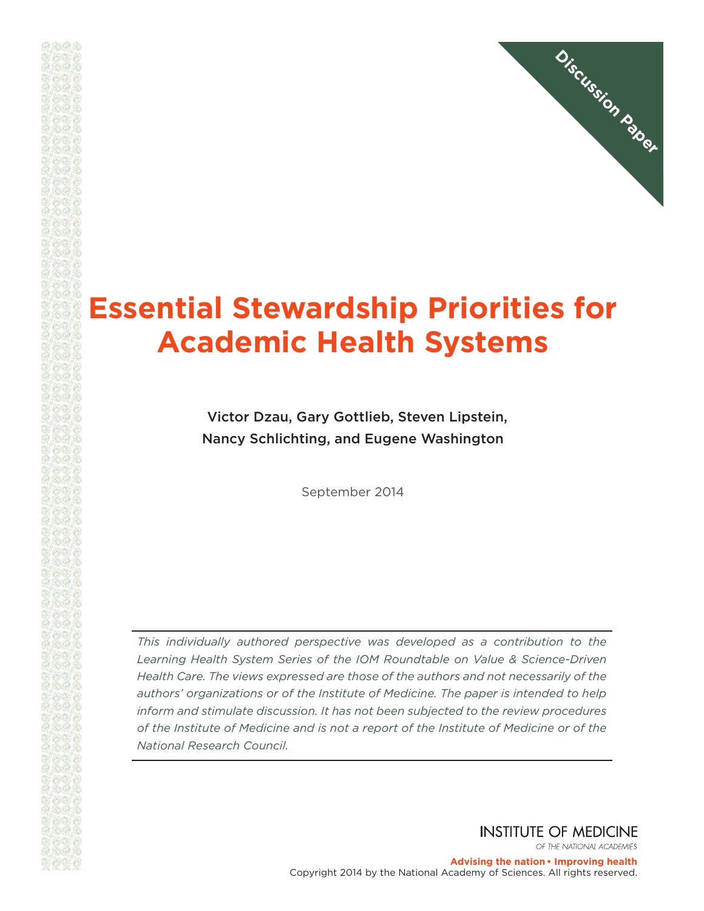Discussion Paper

# Essential Stewardship Priorities for Academic Health Systems

Victor Dzau, Gary Gottlieb, Steven Lipstein,
Nancy Schlichting, and Eugene Washington

September 2014

*This individually authored perspective was developed as a contribution to the Learning Health System Series of the IOM Roundtable on Value & Science-Driven Health Care. The views expressed are those of the authors and not necessarily of the authors' organizations or of the Institute of Medicine. The paper is intended to help inform and stimulate discussion. It has not been subjected to the review procedures of the Institute of Medicine and is not a report of the Institute of Medicine or of the National Research Council.*

INSTITUTE OF MEDICINE
OF THE NATIONAL ACADEMIES

**Advising the nation • Improving health**

Copyright 2014 by the National Academy of Sciences. All rights reserved.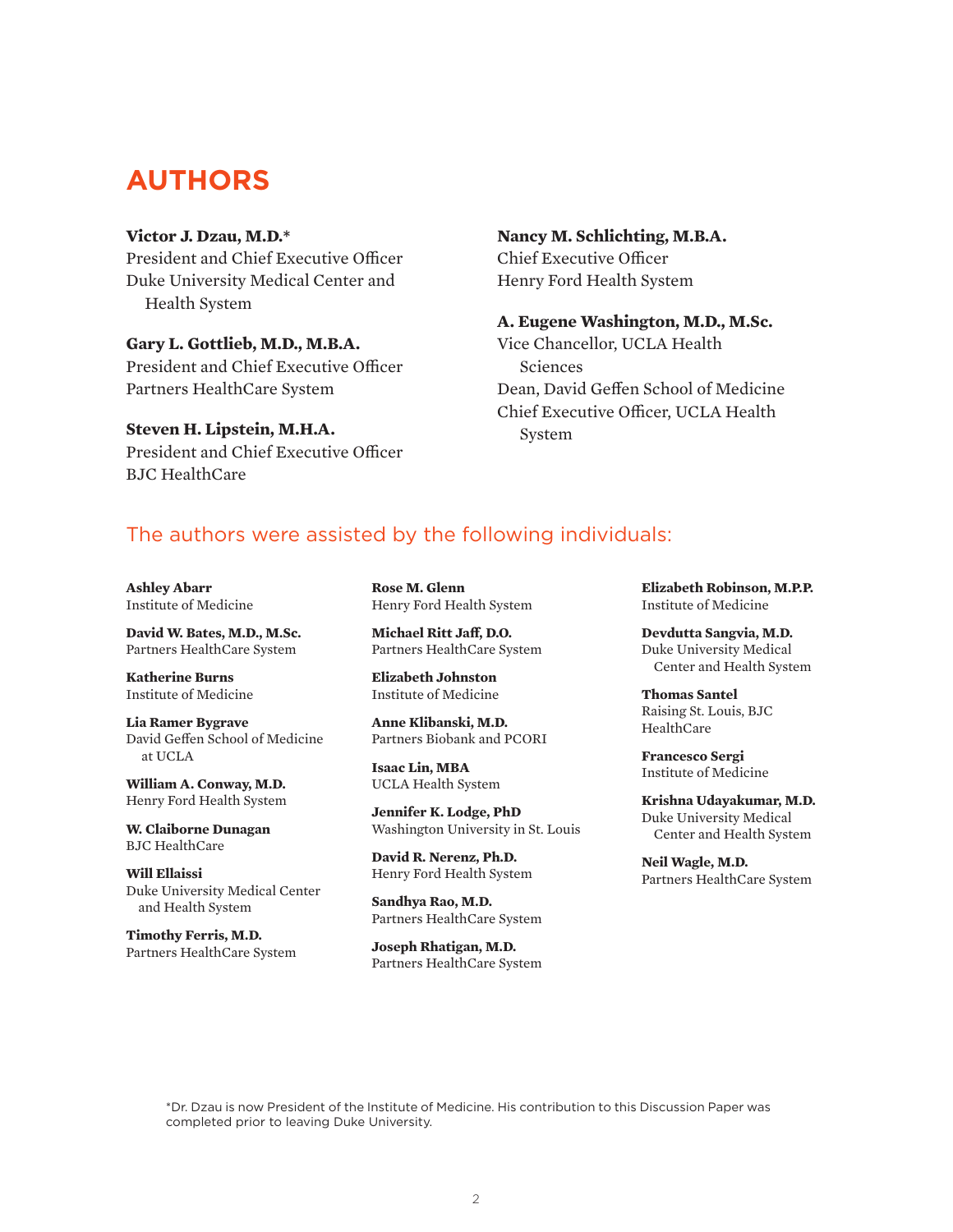# AUTHORS

**Victor J. Dzau, M.D.***
President and Chief Executive Officer
Duke University Medical Center and Health System

**Gary L. Gottlieb, M.D., M.B.A.**
President and Chief Executive Officer
Partners HealthCare System

**Steven H. Lipstein, M.H.A.**
President and Chief Executive Officer
BJC HealthCare

**Nancy M. Schlichting, M.B.A.**
Chief Executive Officer
Henry Ford Health System

**A. Eugene Washington, M.D., M.Sc.**
Vice Chancellor, UCLA Health Sciences
Dean, David Geffen School of Medicine
Chief Executive Officer, UCLA Health System

## The authors were assisted by the following individuals:

**Ashley Abarr**
Institute of Medicine

**David W. Bates, M.D., M.Sc.**
Partners HealthCare System

**Katherine Burns**
Institute of Medicine

**Lia Ramer Bygrave**
David Geffen School of Medicine at UCLA

**William A. Conway, M.D.**
Henry Ford Health System

**W. Claiborne Dunagan**
BJC HealthCare

**Will Ellaissi**
Duke University Medical Center and Health System

**Timothy Ferris, M.D.**
Partners HealthCare System

**Rose M. Glenn**
Henry Ford Health System

**Michael Ritt Jaff, D.O.**
Partners HealthCare System

**Elizabeth Johnston**
Institute of Medicine

**Anne Klibanski, M.D.**
Partners Biobank and PCORI

**Isaac Lin, MBA**
UCLA Health System

**Jennifer K. Lodge, PhD**
Washington University in St. Louis

**David R. Nerenz, Ph.D.**
Henry Ford Health System

**Sandhya Rao, M.D.**
Partners HealthCare System

**Joseph Rhatigan, M.D.**
Partners HealthCare System

**Elizabeth Robinson, M.P.P.**
Institute of Medicine

**Devdutta Sangvia, M.D.**
Duke University Medical Center and Health System

**Thomas Santel**
Raising St. Louis, BJC HealthCare

**Francesco Sergi**
Institute of Medicine

**Krishna Udayakumar, M.D.**
Duke University Medical Center and Health System

**Neil Wagle, M.D.**
Partners HealthCare System

*Dr. Dzau is now President of the Institute of Medicine. His contribution to this Discussion Paper was completed prior to leaving Duke University.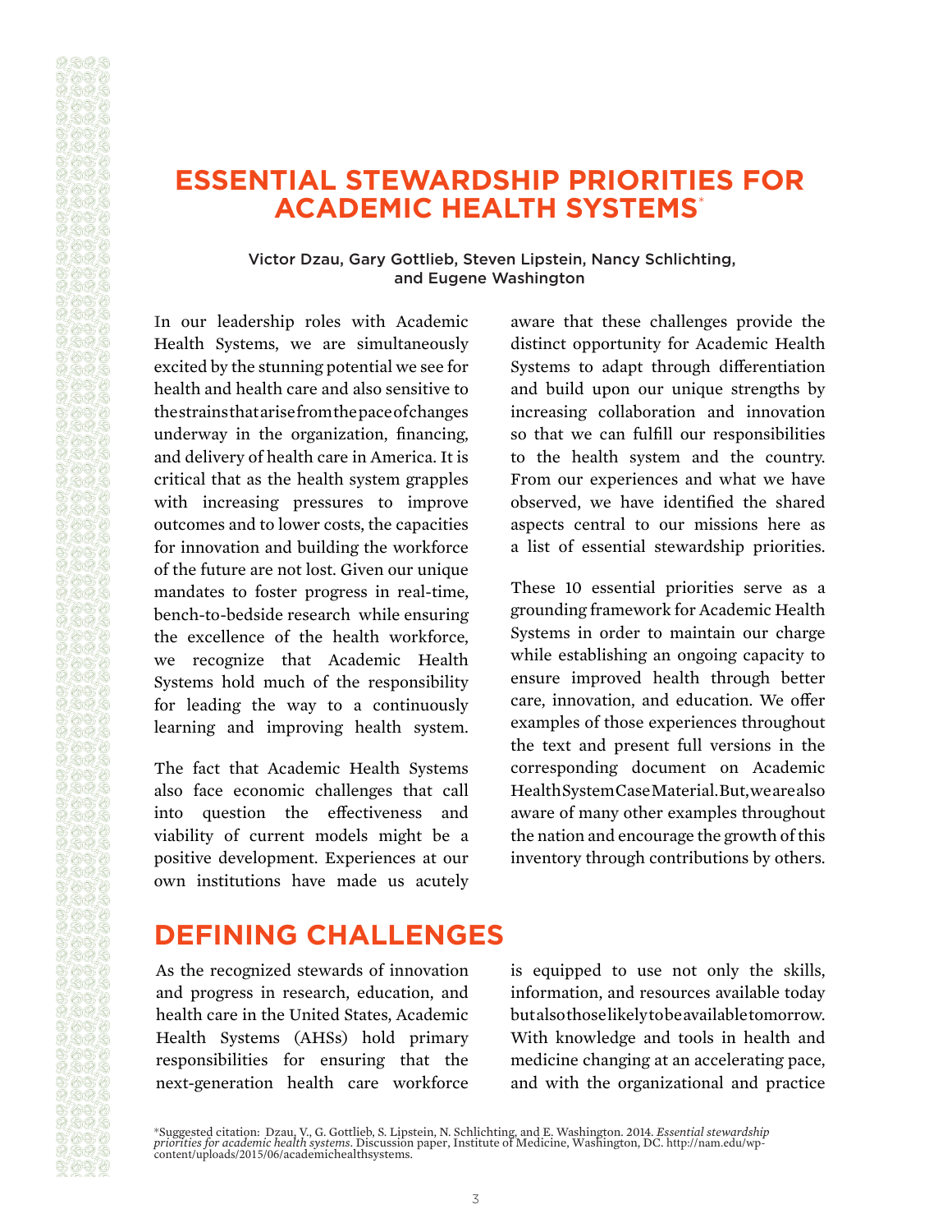# ESSENTIAL STEWARDSHIP PRIORITIES FOR ACADEMIC HEALTH SYSTEMS*

Victor Dzau, Gary Gottlieb, Steven Lipstein, Nancy Schlichting, and Eugene Washington

In our leadership roles with Academic Health Systems, we are simultaneously excited by the stunning potential we see for health and health care and also sensitive to the strains that arise from the pace of changes underway in the organization, financing, and delivery of health care in America. It is critical that as the health system grapples with increasing pressures to improve outcomes and to lower costs, the capacities for innovation and building the workforce of the future are not lost. Given our unique mandates to foster progress in real-time, bench-to-bedside research while ensuring the excellence of the health workforce, we recognize that Academic Health Systems hold much of the responsibility for leading the way to a continuously learning and improving health system.

The fact that Academic Health Systems also face economic challenges that call into question the effectiveness and viability of current models might be a positive development. Experiences at our own institutions have made us acutely aware that these challenges provide the distinct opportunity for Academic Health Systems to adapt through differentiation and build upon our unique strengths by increasing collaboration and innovation so that we can fulfill our responsibilities to the health system and the country. From our experiences and what we have observed, we have identified the shared aspects central to our missions here as a list of essential stewardship priorities.

These 10 essential priorities serve as a grounding framework for Academic Health Systems in order to maintain our charge while establishing an ongoing capacity to ensure improved health through better care, innovation, and education. We offer examples of those experiences throughout the text and present full versions in the corresponding document on Academic Health System Case Material. But, we are also aware of many other examples throughout the nation and encourage the growth of this inventory through contributions by others.

## DEFINING CHALLENGES

As the recognized stewards of innovation and progress in research, education, and health care in the United States, Academic Health Systems (AHSs) hold primary responsibilities for ensuring that the next-generation health care workforce is equipped to use not only the skills, information, and resources available today but also those likely to be available tomorrow. With knowledge and tools in health and medicine changing at an accelerating pace, and with the organizational and practice

*Suggested citation: Dzau, V., G. Gottlieb, S. Lipstein, N. Schlichting, and E. Washington. 2014. *Essential stewardship priorities for academic health systems*. Discussion paper, Institute of Medicine, Washington, DC. http://nam.edu/wp-content/uploads/2015/06/academichealthsystems.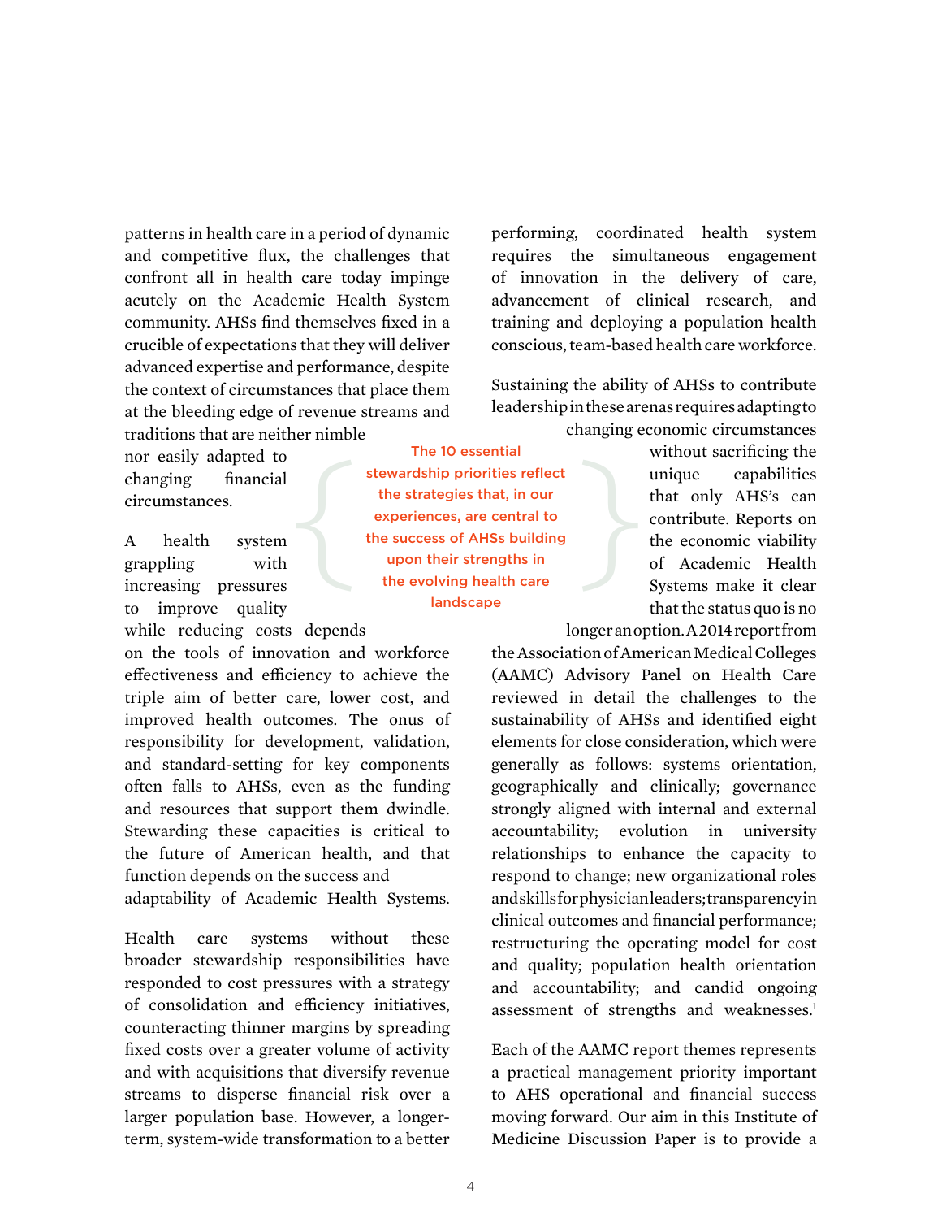patterns in health care in a period of dynamic and competitive flux, the challenges that confront all in health care today impinge acutely on the Academic Health System community. AHSs find themselves fixed in a crucible of expectations that they will deliver advanced expertise and performance, despite the context of circumstances that place them at the bleeding edge of revenue streams and traditions that are neither nimble nor easily adapted to changing financial circumstances.

> **The 10 essential stewardship priorities reflect the strategies that, in our experiences, are central to the success of AHSs building upon their strengths in the evolving health care landscape**

A health system grappling with increasing pressures to improve quality while reducing costs depends on the tools of innovation and workforce effectiveness and efficiency to achieve the triple aim of better care, lower cost, and improved health outcomes. The onus of responsibility for development, validation, and standard-setting for key components often falls to AHSs, even as the funding and resources that support them dwindle. Stewarding these capacities is critical to the future of American health, and that function depends on the success and adaptability of Academic Health Systems.

Health care systems without these broader stewardship responsibilities have responded to cost pressures with a strategy of consolidation and efficiency initiatives, counteracting thinner margins by spreading fixed costs over a greater volume of activity and with acquisitions that diversify revenue streams to disperse financial risk over a larger population base. However, a longer-term, system-wide transformation to a better performing, coordinated health system requires the simultaneous engagement of innovation in the delivery of care, advancement of clinical research, and training and deploying a population health conscious, team-based health care workforce.

Sustaining the ability of AHSs to contribute leadership in these arenas requires adapting to changing economic circumstances without sacrificing the unique capabilities that only AHS's can contribute. Reports on the economic viability of Academic Health Systems make it clear that the status quo is no longer an option. A 2014 report from the Association of American Medical Colleges (AAMC) Advisory Panel on Health Care reviewed in detail the challenges to the sustainability of AHSs and identified eight elements for close consideration, which were generally as follows: systems orientation, geographically and clinically; governance strongly aligned with internal and external accountability; evolution in university relationships to enhance the capacity to respond to change; new organizational roles and skills for physician leaders; transparency in clinical outcomes and financial performance; restructuring the operating model for cost and quality; population health orientation and accountability; and candid ongoing assessment of strengths and weaknesses.[1]

Each of the AAMC report themes represents a practical management priority important to AHS operational and financial success moving forward. Our aim in this Institute of Medicine Discussion Paper is to provide a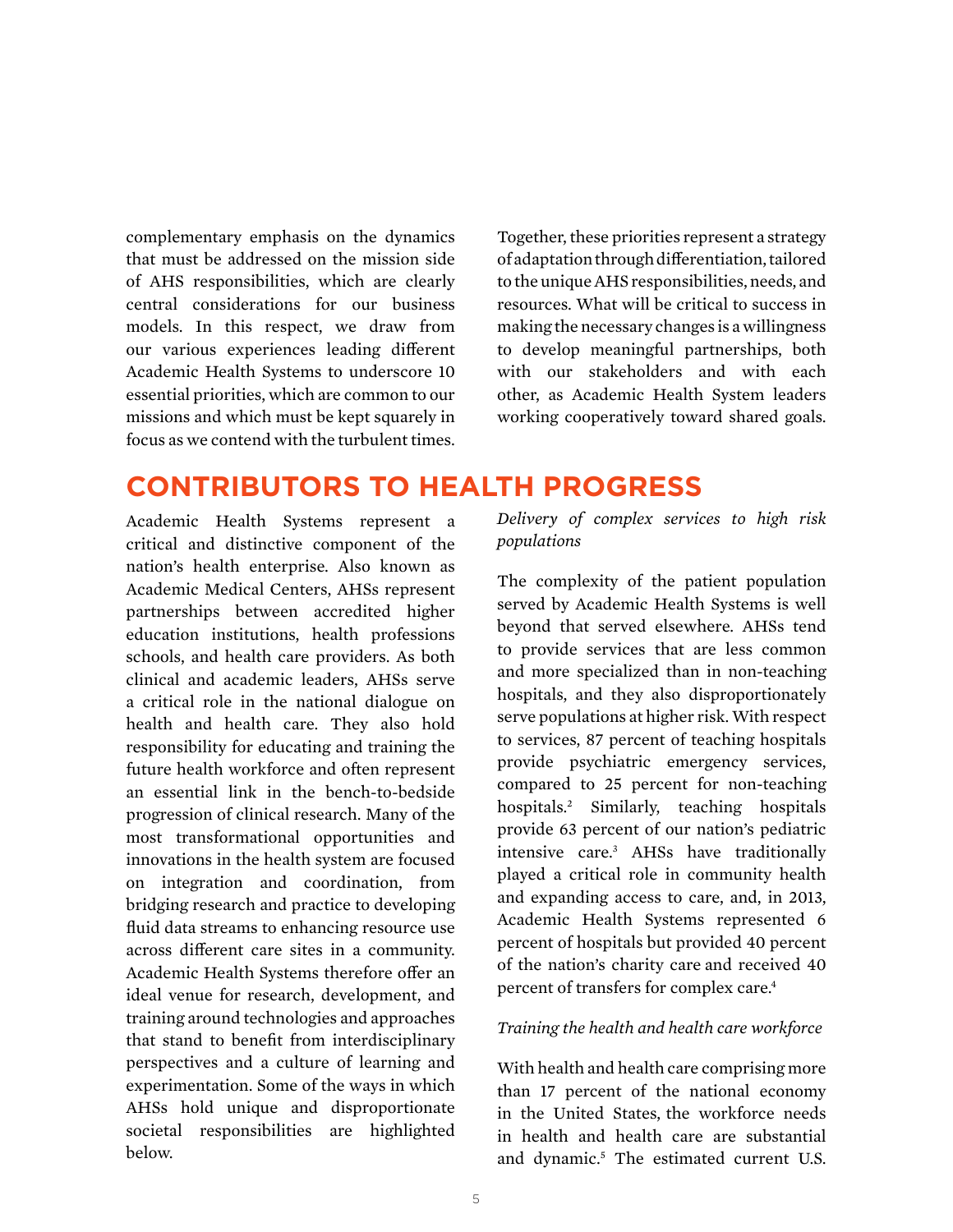complementary emphasis on the dynamics that must be addressed on the mission side of AHS responsibilities, which are clearly central considerations for our business models. In this respect, we draw from our various experiences leading different Academic Health Systems to underscore 10 essential priorities, which are common to our missions and which must be kept squarely in focus as we contend with the turbulent times.

Together, these priorities represent a strategy of adaptation through differentiation, tailored to the unique AHS responsibilities, needs, and resources. What will be critical to success in making the necessary changes is a willingness to develop meaningful partnerships, both with our stakeholders and with each other, as Academic Health System leaders working cooperatively toward shared goals.

## CONTRIBUTORS TO HEALTH PROGRESS

Academic Health Systems represent a critical and distinctive component of the nation's health enterprise. Also known as Academic Medical Centers, AHSs represent partnerships between accredited higher education institutions, health professions schools, and health care providers. As both clinical and academic leaders, AHSs serve a critical role in the national dialogue on health and health care. They also hold responsibility for educating and training the future health workforce and often represent an essential link in the bench-to-bedside progression of clinical research. Many of the most transformational opportunities and innovations in the health system are focused on integration and coordination, from bridging research and practice to developing fluid data streams to enhancing resource use across different care sites in a community. Academic Health Systems therefore offer an ideal venue for research, development, and training around technologies and approaches that stand to benefit from interdisciplinary perspectives and a culture of learning and experimentation. Some of the ways in which AHSs hold unique and disproportionate societal responsibilities are highlighted below.

*Delivery of complex services to high risk populations*

The complexity of the patient population served by Academic Health Systems is well beyond that served elsewhere. AHSs tend to provide services that are less common and more specialized than in non-teaching hospitals, and they also disproportionately serve populations at higher risk. With respect to services, 87 percent of teaching hospitals provide psychiatric emergency services, compared to 25 percent for non-teaching hospitals.[2] Similarly, teaching hospitals provide 63 percent of our nation's pediatric intensive care.[3] AHSs have traditionally played a critical role in community health and expanding access to care, and, in 2013, Academic Health Systems represented 6 percent of hospitals but provided 40 percent of the nation's charity care and received 40 percent of transfers for complex care.[4]

*Training the health and health care workforce*

With health and health care comprising more than 17 percent of the national economy in the United States, the workforce needs in health and health care are substantial and dynamic.[5] The estimated current U.S.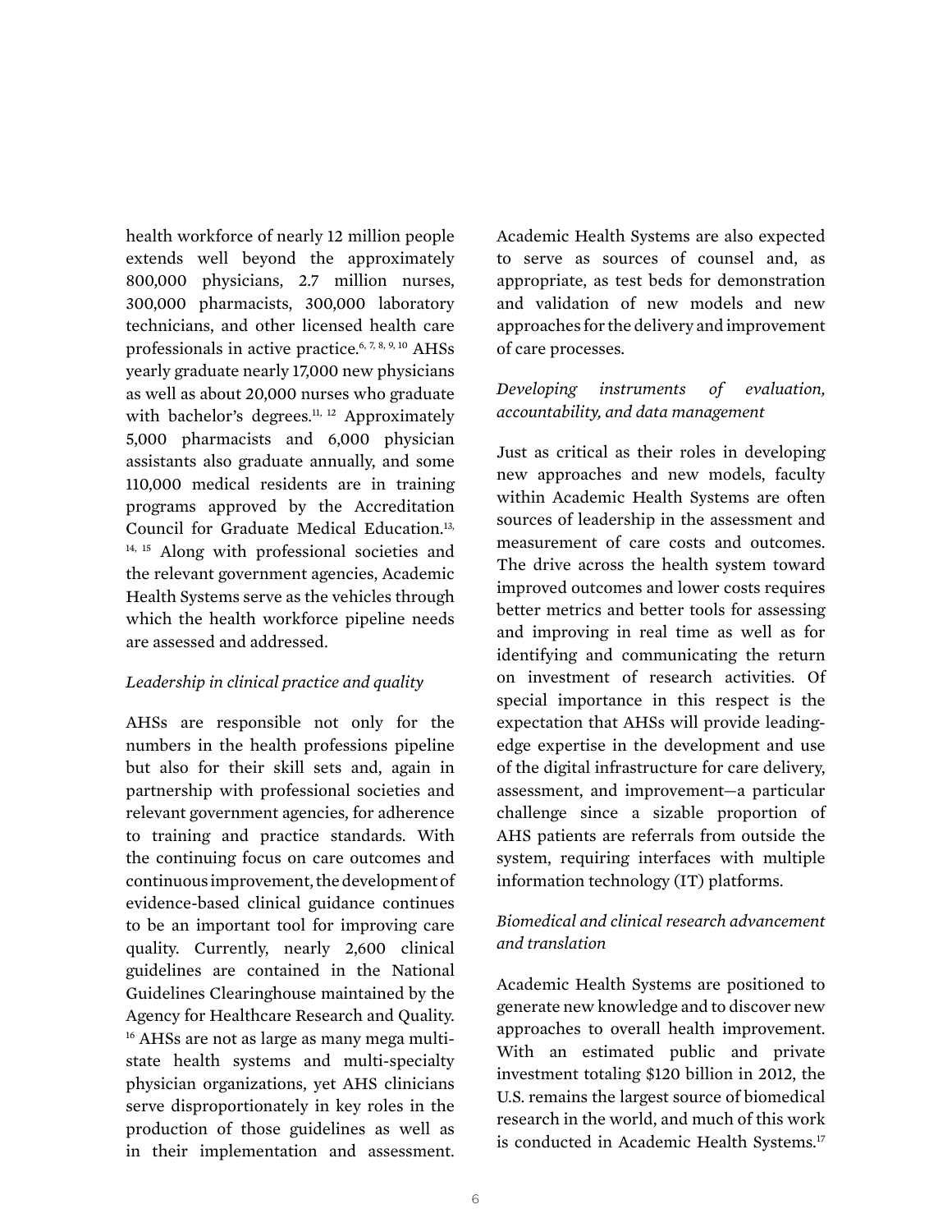health workforce of nearly 12 million people extends well beyond the approximately 800,000 physicians, 2.7 million nurses, 300,000 pharmacists, 300,000 laboratory technicians, and other licensed health care professionals in active practice.[6, 7, 8, 9, 10] AHSs yearly graduate nearly 17,000 new physicians as well as about 20,000 nurses who graduate with bachelor's degrees.[11, 12] Approximately 5,000 pharmacists and 6,000 physician assistants also graduate annually, and some 110,000 medical residents are in training programs approved by the Accreditation Council for Graduate Medical Education.[13, 14, 15] Along with professional societies and the relevant government agencies, Academic Health Systems serve as the vehicles through which the health workforce pipeline needs are assessed and addressed.

*Leadership in clinical practice and quality*

AHSs are responsible not only for the numbers in the health professions pipeline but also for their skill sets and, again in partnership with professional societies and relevant government agencies, for adherence to training and practice standards. With the continuing focus on care outcomes and continuous improvement, the development of evidence-based clinical guidance continues to be an important tool for improving care quality. Currently, nearly 2,600 clinical guidelines are contained in the National Guidelines Clearinghouse maintained by the Agency for Healthcare Research and Quality.[16] AHSs are not as large as many mega multi-state health systems and multi-specialty physician organizations, yet AHS clinicians serve disproportionately in key roles in the production of those guidelines as well as in their implementation and assessment. Academic Health Systems are also expected to serve as sources of counsel and, as appropriate, as test beds for demonstration and validation of new models and new approaches for the delivery and improvement of care processes.

*Developing instruments of evaluation, accountability, and data management*

Just as critical as their roles in developing new approaches and new models, faculty within Academic Health Systems are often sources of leadership in the assessment and measurement of care costs and outcomes. The drive across the health system toward improved outcomes and lower costs requires better metrics and better tools for assessing and improving in real time as well as for identifying and communicating the return on investment of research activities. Of special importance in this respect is the expectation that AHSs will provide leading-edge expertise in the development and use of the digital infrastructure for care delivery, assessment, and improvement—a particular challenge since a sizable proportion of AHS patients are referrals from outside the system, requiring interfaces with multiple information technology (IT) platforms.

*Biomedical and clinical research advancement and translation*

Academic Health Systems are positioned to generate new knowledge and to discover new approaches to overall health improvement. With an estimated public and private investment totaling $120 billion in 2012, the U.S. remains the largest source of biomedical research in the world, and much of this work is conducted in Academic Health Systems.[17]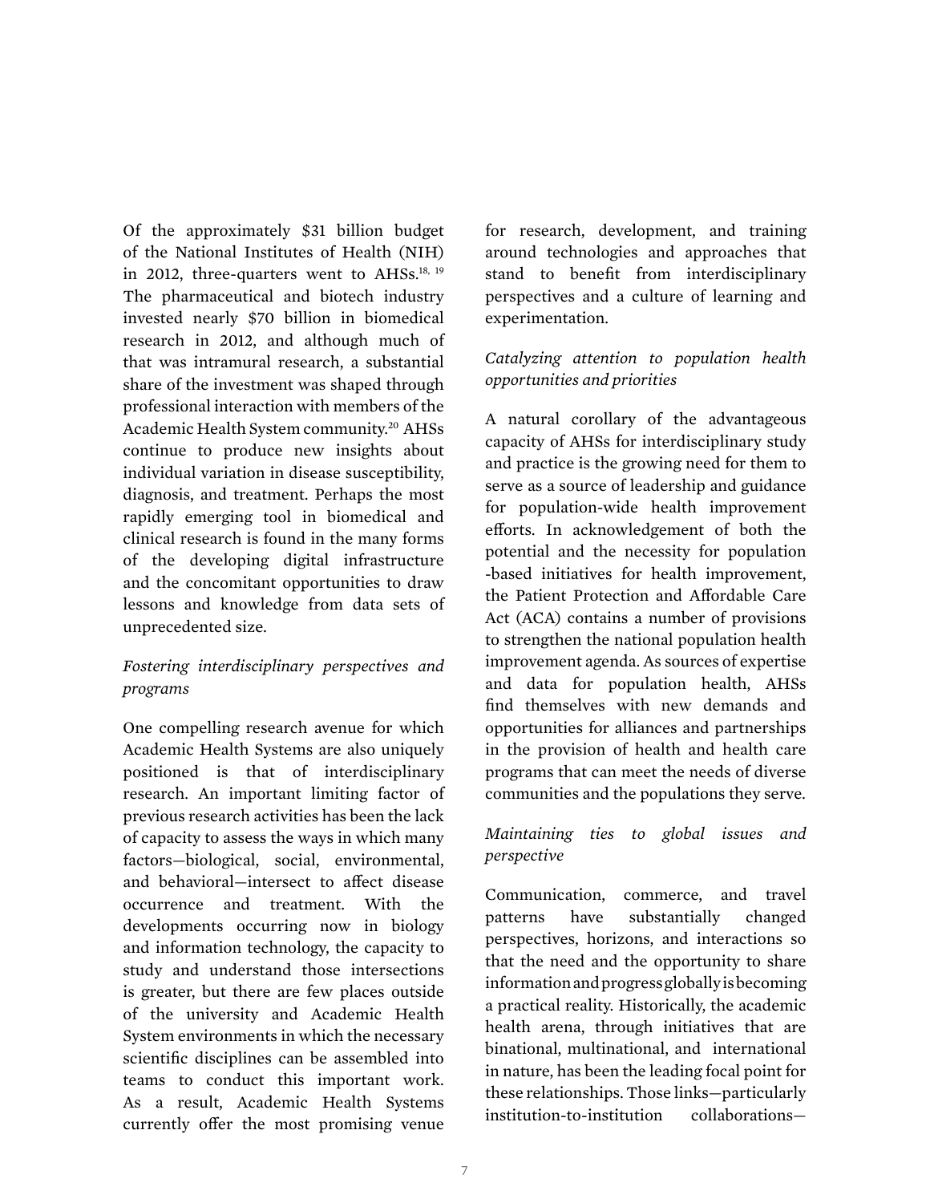Of the approximately $31 billion budget of the National Institutes of Health (NIH) in 2012, three-quarters went to AHSs.[18, 19] The pharmaceutical and biotech industry invested nearly $70 billion in biomedical research in 2012, and although much of that was intramural research, a substantial share of the investment was shaped through professional interaction with members of the Academic Health System community.[20] AHSs continue to produce new insights about individual variation in disease susceptibility, diagnosis, and treatment. Perhaps the most rapidly emerging tool in biomedical and clinical research is found in the many forms of the developing digital infrastructure and the concomitant opportunities to draw lessons and knowledge from data sets of unprecedented size.

*Fostering interdisciplinary perspectives and programs*

One compelling research avenue for which Academic Health Systems are also uniquely positioned is that of interdisciplinary research. An important limiting factor of previous research activities has been the lack of capacity to assess the ways in which many factors—biological, social, environmental, and behavioral—intersect to affect disease occurrence and treatment. With the developments occurring now in biology and information technology, the capacity to study and understand those intersections is greater, but there are few places outside of the university and Academic Health System environments in which the necessary scientific disciplines can be assembled into teams to conduct this important work. As a result, Academic Health Systems currently offer the most promising venue for research, development, and training around technologies and approaches that stand to benefit from interdisciplinary perspectives and a culture of learning and experimentation.

*Catalyzing attention to population health opportunities and priorities*

A natural corollary of the advantageous capacity of AHSs for interdisciplinary study and practice is the growing need for them to serve as a source of leadership and guidance for population-wide health improvement efforts. In acknowledgement of both the potential and the necessity for population -based initiatives for health improvement, the Patient Protection and Affordable Care Act (ACA) contains a number of provisions to strengthen the national population health improvement agenda. As sources of expertise and data for population health, AHSs find themselves with new demands and opportunities for alliances and partnerships in the provision of health and health care programs that can meet the needs of diverse communities and the populations they serve.

*Maintaining ties to global issues and perspective*

Communication, commerce, and travel patterns have substantially changed perspectives, horizons, and interactions so that the need and the opportunity to share information and progress globally is becoming a practical reality. Historically, the academic health arena, through initiatives that are binational, multinational, and international in nature, has been the leading focal point for these relationships. Those links—particularly institution-to-institution collaborations—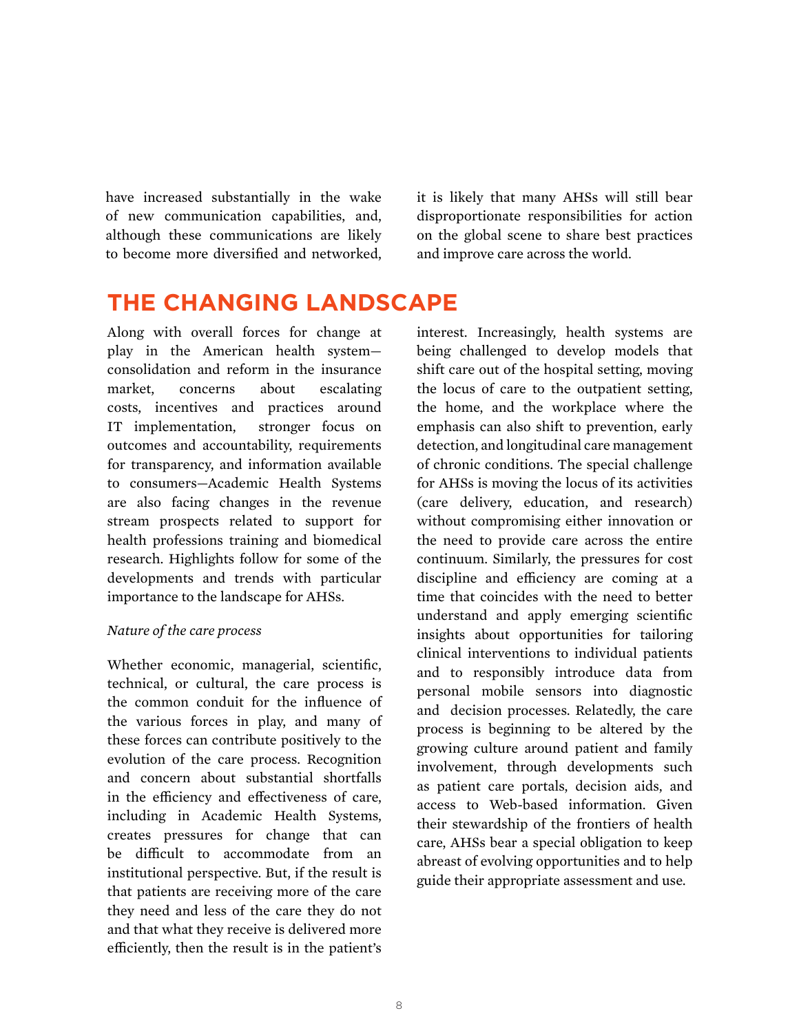have increased substantially in the wake of new communication capabilities, and, although these communications are likely to become more diversified and networked, it is likely that many AHSs will still bear disproportionate responsibilities for action on the global scene to share best practices and improve care across the world.

## THE CHANGING LANDSCAPE

Along with overall forces for change at play in the American health system—consolidation and reform in the insurance market, concerns about escalating costs, incentives and practices around IT implementation, stronger focus on outcomes and accountability, requirements for transparency, and information available to consumers—Academic Health Systems are also facing changes in the revenue stream prospects related to support for health professions training and biomedical research. Highlights follow for some of the developments and trends with particular importance to the landscape for AHSs.

*Nature of the care process*

Whether economic, managerial, scientific, technical, or cultural, the care process is the common conduit for the influence of the various forces in play, and many of these forces can contribute positively to the evolution of the care process. Recognition and concern about substantial shortfalls in the efficiency and effectiveness of care, including in Academic Health Systems, creates pressures for change that can be difficult to accommodate from an institutional perspective. But, if the result is that patients are receiving more of the care they need and less of the care they do not and that what they receive is delivered more efficiently, then the result is in the patient's interest. Increasingly, health systems are being challenged to develop models that shift care out of the hospital setting, moving the locus of care to the outpatient setting, the home, and the workplace where the emphasis can also shift to prevention, early detection, and longitudinal care management of chronic conditions. The special challenge for AHSs is moving the locus of its activities (care delivery, education, and research) without compromising either innovation or the need to provide care across the entire continuum. Similarly, the pressures for cost discipline and efficiency are coming at a time that coincides with the need to better understand and apply emerging scientific insights about opportunities for tailoring clinical interventions to individual patients and to responsibly introduce data from personal mobile sensors into diagnostic and decision processes. Relatedly, the care process is beginning to be altered by the growing culture around patient and family involvement, through developments such as patient care portals, decision aids, and access to Web-based information. Given their stewardship of the frontiers of health care, AHSs bear a special obligation to keep abreast of evolving opportunities and to help guide their appropriate assessment and use.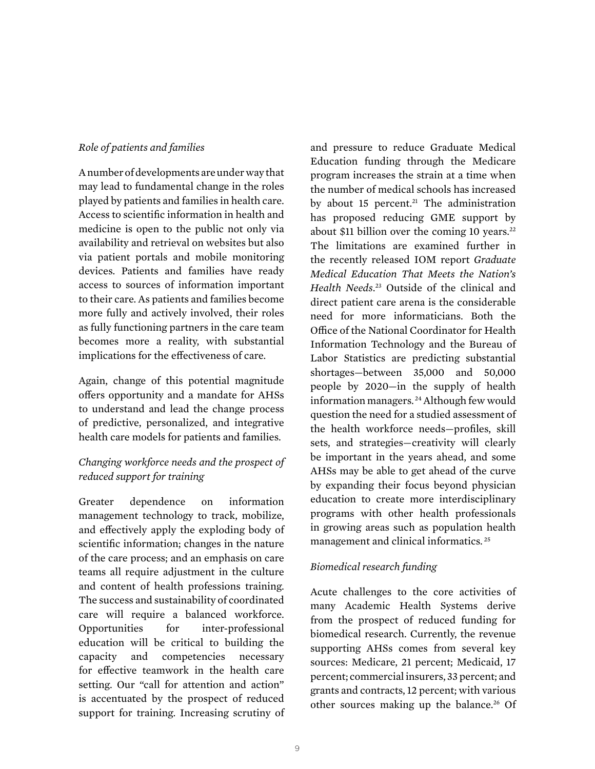*Role of patients and families*

A number of developments are under way that may lead to fundamental change in the roles played by patients and families in health care. Access to scientific information in health and medicine is open to the public not only via availability and retrieval on websites but also via patient portals and mobile monitoring devices. Patients and families have ready access to sources of information important to their care. As patients and families become more fully and actively involved, their roles as fully functioning partners in the care team becomes more a reality, with substantial implications for the effectiveness of care.

Again, change of this potential magnitude offers opportunity and a mandate for AHSs to understand and lead the change process of predictive, personalized, and integrative health care models for patients and families.

*Changing workforce needs and the prospect of reduced support for training*

Greater dependence on information management technology to track, mobilize, and effectively apply the exploding body of scientific information; changes in the nature of the care process; and an emphasis on care teams all require adjustment in the culture and content of health professions training. The success and sustainability of coordinated care will require a balanced workforce. Opportunities for inter-professional education will be critical to building the capacity and competencies necessary for effective teamwork in the health care setting. Our "call for attention and action" is accentuated by the prospect of reduced support for training. Increasing scrutiny of and pressure to reduce Graduate Medical Education funding through the Medicare program increases the strain at a time when the number of medical schools has increased by about 15 percent.[21] The administration has proposed reducing GME support by about $11 billion over the coming 10 years.[22] The limitations are examined further in the recently released IOM report *Graduate Medical Education That Meets the Nation's Health Needs*.[23] Outside of the clinical and direct patient care arena is the considerable need for more informaticians. Both the Office of the National Coordinator for Health Information Technology and the Bureau of Labor Statistics are predicting substantial shortages—between 35,000 and 50,000 people by 2020—in the supply of health information managers.[24] Although few would question the need for a studied assessment of the health workforce needs—profiles, skill sets, and strategies—creativity will clearly be important in the years ahead, and some AHSs may be able to get ahead of the curve by expanding their focus beyond physician education to create more interdisciplinary programs with other health professionals in growing areas such as population health management and clinical informatics.[25]

*Biomedical research funding*

Acute challenges to the core activities of many Academic Health Systems derive from the prospect of reduced funding for biomedical research. Currently, the revenue supporting AHSs comes from several key sources: Medicare, 21 percent; Medicaid, 17 percent; commercial insurers, 33 percent; and grants and contracts, 12 percent; with various other sources making up the balance.[26] Of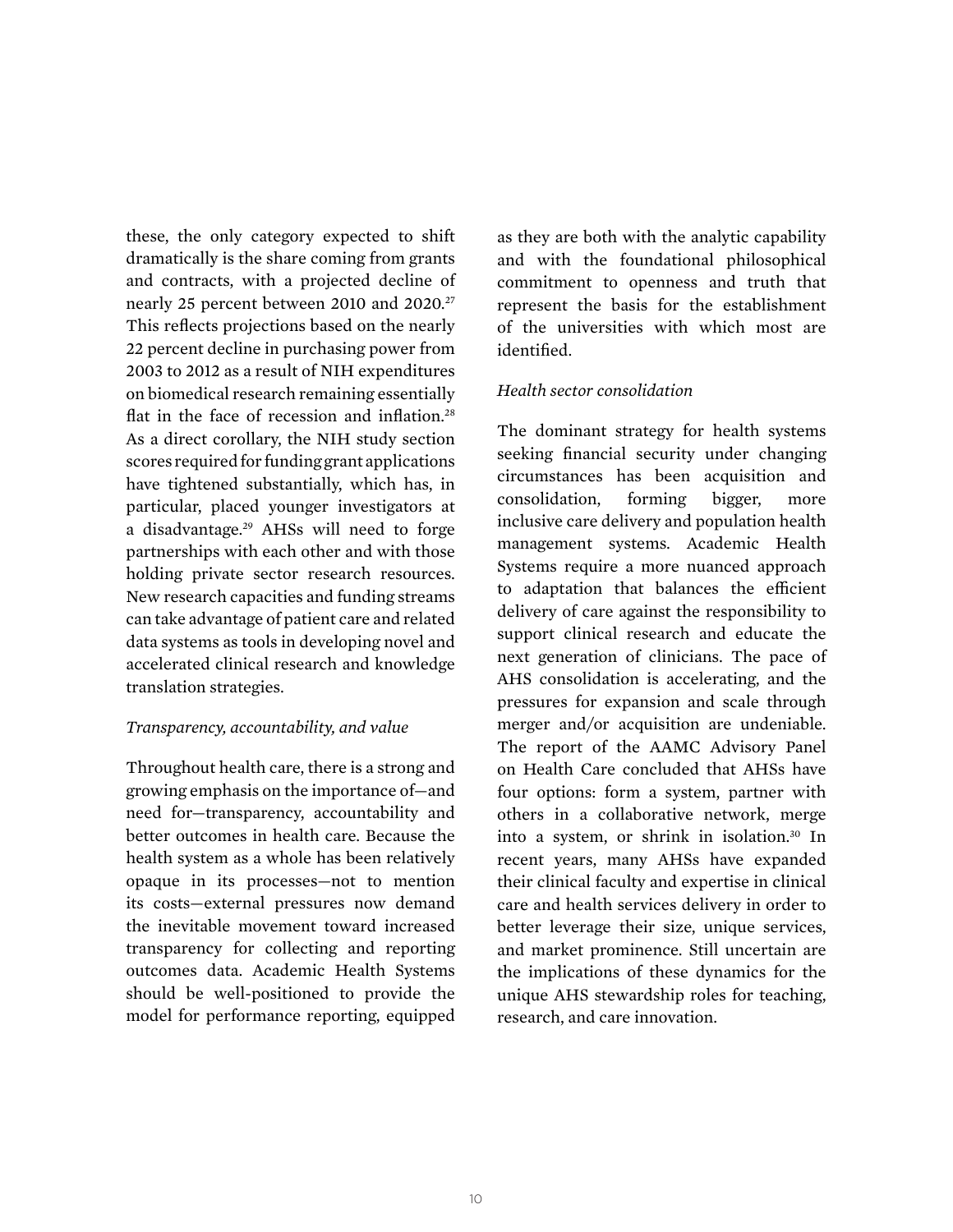these, the only category expected to shift dramatically is the share coming from grants and contracts, with a projected decline of nearly 25 percent between 2010 and 2020.[27] This reflects projections based on the nearly 22 percent decline in purchasing power from 2003 to 2012 as a result of NIH expenditures on biomedical research remaining essentially flat in the face of recession and inflation.[28] As a direct corollary, the NIH study section scores required for funding grant applications have tightened substantially, which has, in particular, placed younger investigators at a disadvantage.[29] AHSs will need to forge partnerships with each other and with those holding private sector research resources. New research capacities and funding streams can take advantage of patient care and related data systems as tools in developing novel and accelerated clinical research and knowledge translation strategies.

*Transparency, accountability, and value*

Throughout health care, there is a strong and growing emphasis on the importance of—and need for—transparency, accountability and better outcomes in health care. Because the health system as a whole has been relatively opaque in its processes—not to mention its costs—external pressures now demand the inevitable movement toward increased transparency for collecting and reporting outcomes data. Academic Health Systems should be well-positioned to provide the model for performance reporting, equipped as they are both with the analytic capability and with the foundational philosophical commitment to openness and truth that represent the basis for the establishment of the universities with which most are identified.

*Health sector consolidation*

The dominant strategy for health systems seeking financial security under changing circumstances has been acquisition and consolidation, forming bigger, more inclusive care delivery and population health management systems. Academic Health Systems require a more nuanced approach to adaptation that balances the efficient delivery of care against the responsibility to support clinical research and educate the next generation of clinicians. The pace of AHS consolidation is accelerating, and the pressures for expansion and scale through merger and/or acquisition are undeniable. The report of the AAMC Advisory Panel on Health Care concluded that AHSs have four options: form a system, partner with others in a collaborative network, merge into a system, or shrink in isolation.[30] In recent years, many AHSs have expanded their clinical faculty and expertise in clinical care and health services delivery in order to better leverage their size, unique services, and market prominence. Still uncertain are the implications of these dynamics for the unique AHS stewardship roles for teaching, research, and care innovation.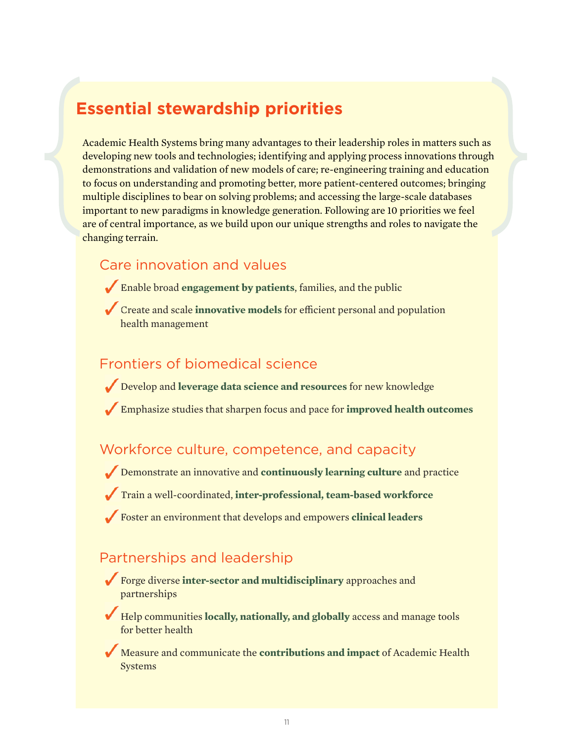# Essential stewardship priorities

Academic Health Systems bring many advantages to their leadership roles in matters such as developing new tools and technologies; identifying and applying process innovations through demonstrations and validation of new models of care; re-engineering training and education to focus on understanding and promoting better, more patient-centered outcomes; bringing multiple disciplines to bear on solving problems; and accessing the large-scale databases important to new paradigms in knowledge generation. Following are 10 priorities we feel are of central importance, as we build upon our unique strengths and roles to navigate the changing terrain.

## Care innovation and values

- ✓ Enable broad **engagement by patients**, families, and the public
- ✓ Create and scale **innovative models** for efficient personal and population health management

## Frontiers of biomedical science

- ✓ Develop and **leverage data science and resources** for new knowledge
- ✓ Emphasize studies that sharpen focus and pace for **improved health outcomes**

## Workforce culture, competence, and capacity

- ✓ Demonstrate an innovative and **continuously learning culture** and practice
- ✓ Train a well-coordinated, **inter-professional, team-based workforce**
- ✓ Foster an environment that develops and empowers **clinical leaders**

## Partnerships and leadership

- ✓ Forge diverse **inter-sector and multidisciplinary** approaches and partnerships
- ✓ Help communities **locally, nationally, and globally** access and manage tools for better health
- ✓ Measure and communicate the **contributions and impact** of Academic Health Systems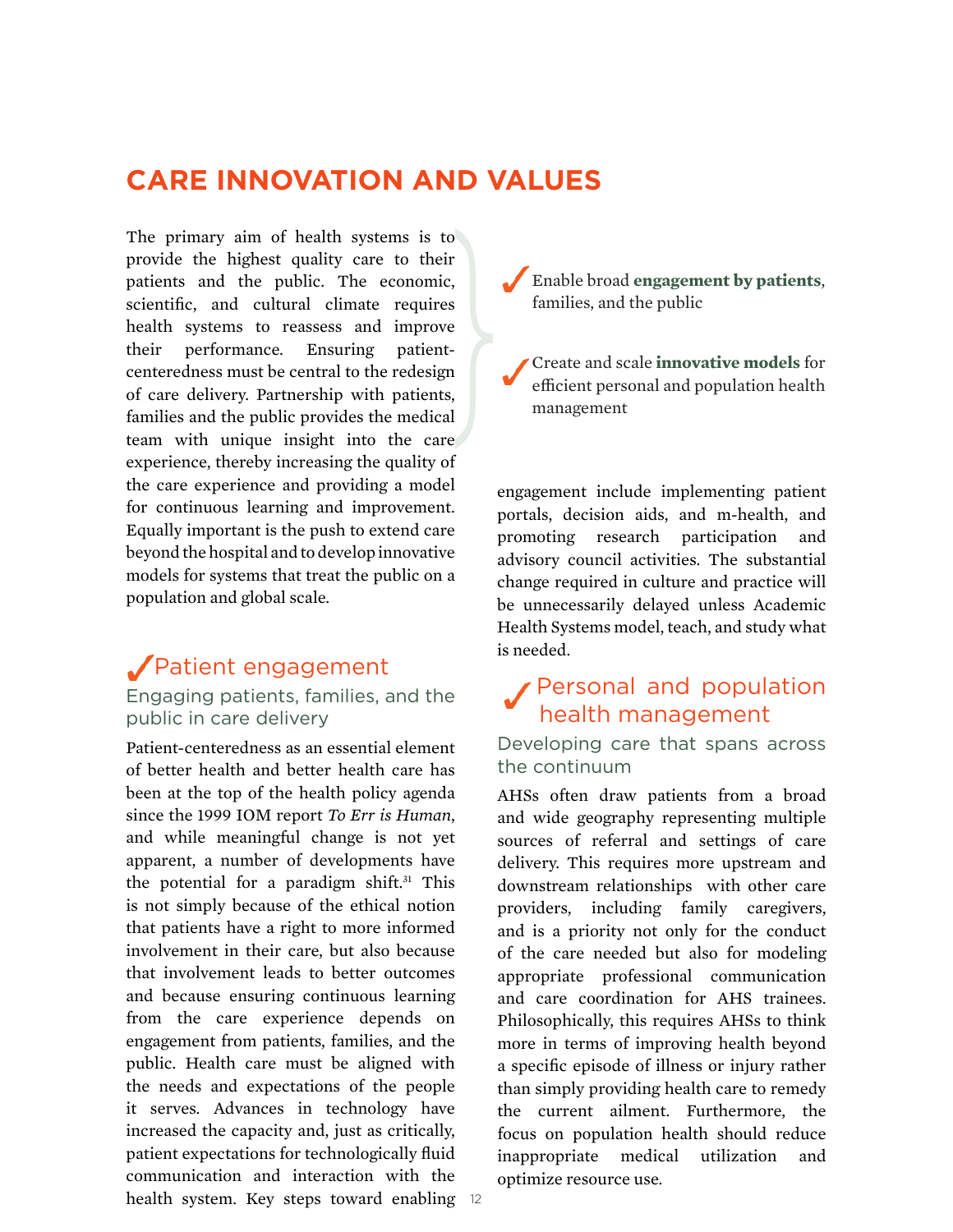# CARE INNOVATION AND VALUES

The primary aim of health systems is to provide the highest quality care to their patients and the public. The economic, scientific, and cultural climate requires health systems to reassess and improve their performance. Ensuring patient-centeredness must be central to the redesign of care delivery. Partnership with patients, families and the public provides the medical team with unique insight into the care experience, thereby increasing the quality of the care experience and providing a model for continuous learning and improvement. Equally important is the push to extend care beyond the hospital and to develop innovative models for systems that treat the public on a population and global scale.

- ✓ Enable broad **engagement by patients**, families, and the public
- ✓ Create and scale **innovative models** for efficient personal and population health management

## ✓ Patient engagement

### Engaging patients, families, and the public in care delivery

Patient-centeredness as an essential element of better health and better health care has been at the top of the health policy agenda since the 1999 IOM report *To Err is Human*, and while meaningful change is not yet apparent, a number of developments have the potential for a paradigm shift.[31] This is not simply because of the ethical notion that patients have a right to more informed involvement in their care, but also because that involvement leads to better outcomes and because ensuring continuous learning from the care experience depends on engagement from patients, families, and the public. Health care must be aligned with the needs and expectations of the people it serves. Advances in technology have increased the capacity and, just as critically, patient expectations for technologically fluid communication and interaction with the health system. Key steps toward enabling engagement include implementing patient portals, decision aids, and m-health, and promoting research participation and advisory council activities. The substantial change required in culture and practice will be unnecessarily delayed unless Academic Health Systems model, teach, and study what is needed.

## ✓ Personal and population health management

### Developing care that spans across the continuum

AHSs often draw patients from a broad and wide geography representing multiple sources of referral and settings of care delivery. This requires more upstream and downstream relationships with other care providers, including family caregivers, and is a priority not only for the conduct of the care needed but also for modeling appropriate professional communication and care coordination for AHS trainees. Philosophically, this requires AHSs to think more in terms of improving health beyond a specific episode of illness or injury rather than simply providing health care to remedy the current ailment. Furthermore, the focus on population health should reduce inappropriate medical utilization and optimize resource use.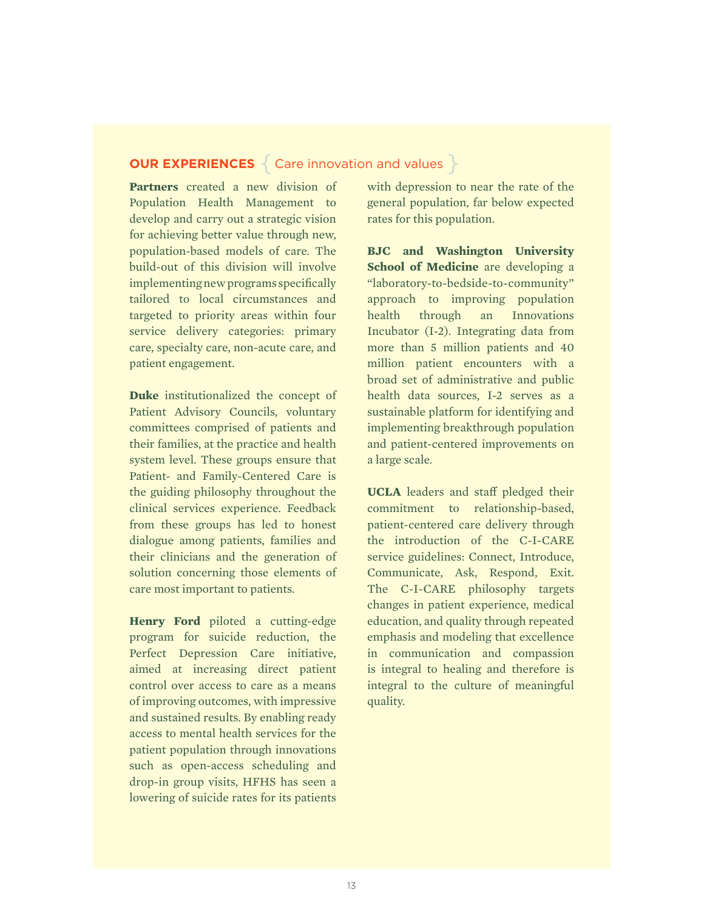## OUR EXPERIENCES { Care innovation and values }

**Partners** created a new division of Population Health Management to develop and carry out a strategic vision for achieving better value through new, population-based models of care. The build-out of this division will involve implementing new programs specifically tailored to local circumstances and targeted to priority areas within four service delivery categories: primary care, specialty care, non-acute care, and patient engagement.

**Duke** institutionalized the concept of Patient Advisory Councils, voluntary committees comprised of patients and their families, at the practice and health system level. These groups ensure that Patient- and Family-Centered Care is the guiding philosophy throughout the clinical services experience. Feedback from these groups has led to honest dialogue among patients, families and their clinicians and the generation of solution concerning those elements of care most important to patients.

**Henry Ford** piloted a cutting-edge program for suicide reduction, the Perfect Depression Care initiative, aimed at increasing direct patient control over access to care as a means of improving outcomes, with impressive and sustained results. By enabling ready access to mental health services for the patient population through innovations such as open-access scheduling and drop-in group visits, HFHS has seen a lowering of suicide rates for its patients with depression to near the rate of the general population, far below expected rates for this population.

**BJC and Washington University School of Medicine** are developing a "laboratory-to-bedside-to-community" approach to improving population health through an Innovations Incubator (I-2). Integrating data from more than 5 million patients and 40 million patient encounters with a broad set of administrative and public health data sources, I-2 serves as a sustainable platform for identifying and implementing breakthrough population and patient-centered improvements on a large scale.

**UCLA** leaders and staff pledged their commitment to relationship-based, patient-centered care delivery through the introduction of the C-I-CARE service guidelines: Connect, Introduce, Communicate, Ask, Respond, Exit. The C-I-CARE philosophy targets changes in patient experience, medical education, and quality through repeated emphasis and modeling that excellence in communication and compassion is integral to healing and therefore is integral to the culture of meaningful quality.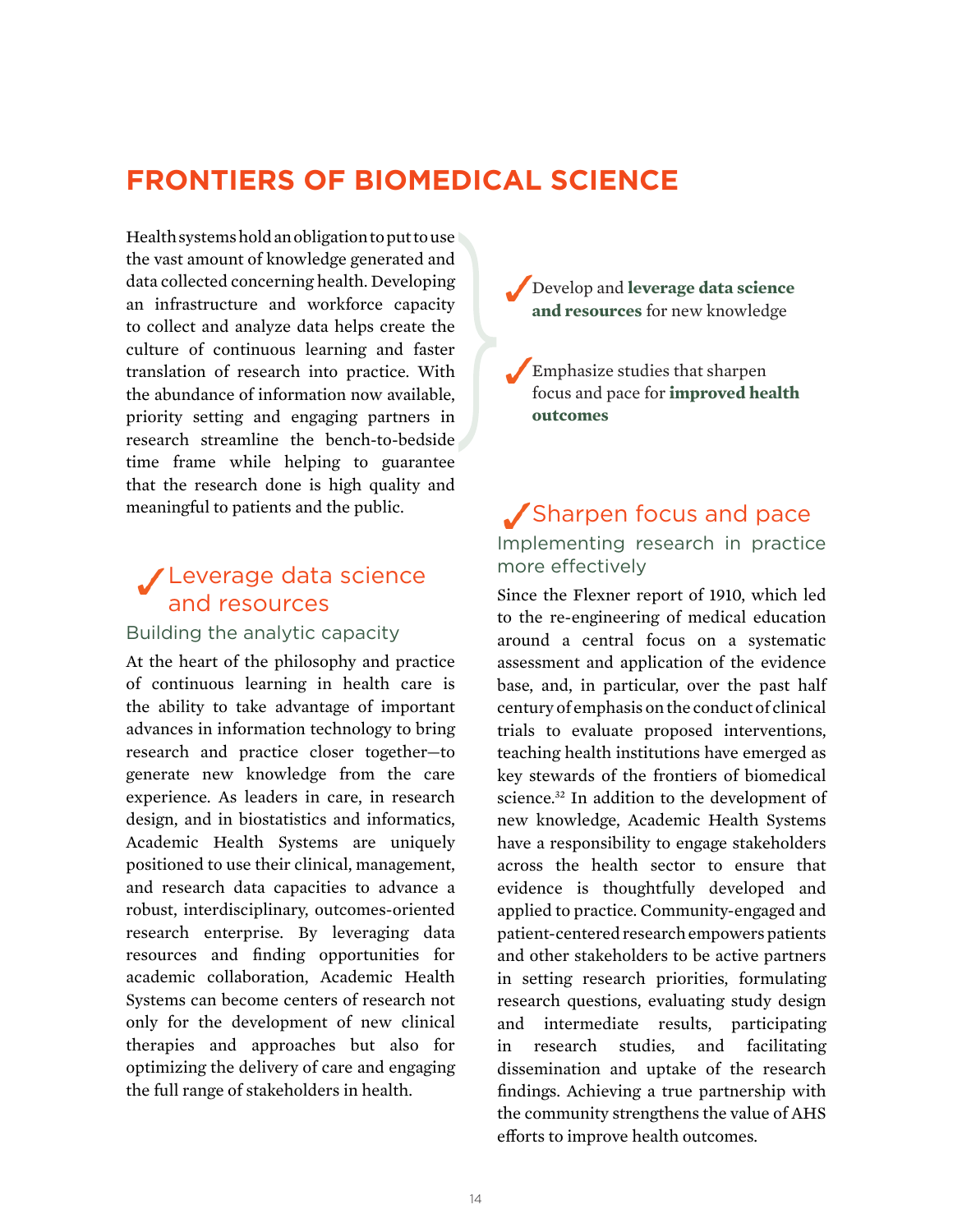# FRONTIERS OF BIOMEDICAL SCIENCE

Health systems hold an obligation to put to use the vast amount of knowledge generated and data collected concerning health. Developing an infrastructure and workforce capacity to collect and analyze data helps create the culture of continuous learning and faster translation of research into practice. With the abundance of information now available, priority setting and engaging partners in research streamline the bench-to-bedside time frame while helping to guarantee that the research done is high quality and meaningful to patients and the public.

- ✓ Develop and **leverage data science and resources** for new knowledge
- ✓ Emphasize studies that sharpen focus and pace for **improved health outcomes**

## ✓ Leverage data science and resources

### Building the analytic capacity

At the heart of the philosophy and practice of continuous learning in health care is the ability to take advantage of important advances in information technology to bring research and practice closer together—to generate new knowledge from the care experience. As leaders in care, in research design, and in biostatistics and informatics, Academic Health Systems are uniquely positioned to use their clinical, management, and research data capacities to advance a robust, interdisciplinary, outcomes-oriented research enterprise. By leveraging data resources and finding opportunities for academic collaboration, Academic Health Systems can become centers of research not only for the development of new clinical therapies and approaches but also for optimizing the delivery of care and engaging the full range of stakeholders in health.

## ✓ Sharpen focus and pace

### Implementing research in practice more effectively

Since the Flexner report of 1910, which led to the re-engineering of medical education around a central focus on a systematic assessment and application of the evidence base, and, in particular, over the past half century of emphasis on the conduct of clinical trials to evaluate proposed interventions, teaching health institutions have emerged as key stewards of the frontiers of biomedical science.[32] In addition to the development of new knowledge, Academic Health Systems have a responsibility to engage stakeholders across the health sector to ensure that evidence is thoughtfully developed and applied to practice. Community-engaged and patient-centered research empowers patients and other stakeholders to be active partners in setting research priorities, formulating research questions, evaluating study design and intermediate results, participating in research studies, and facilitating dissemination and uptake of the research findings. Achieving a true partnership with the community strengthens the value of AHS efforts to improve health outcomes.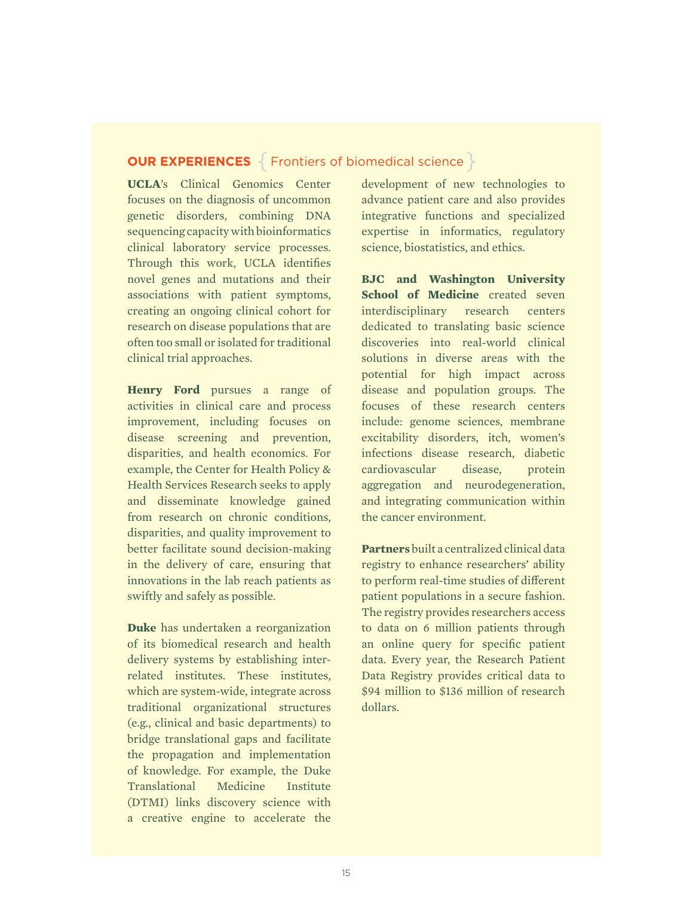## OUR EXPERIENCES { Frontiers of biomedical science }

**UCLA**'s Clinical Genomics Center focuses on the diagnosis of uncommon genetic disorders, combining DNA sequencing capacity with bioinformatics clinical laboratory service processes. Through this work, UCLA identifies novel genes and mutations and their associations with patient symptoms, creating an ongoing clinical cohort for research on disease populations that are often too small or isolated for traditional clinical trial approaches.

**Henry Ford** pursues a range of activities in clinical care and process improvement, including focuses on disease screening and prevention, disparities, and health economics. For example, the Center for Health Policy & Health Services Research seeks to apply and disseminate knowledge gained from research on chronic conditions, disparities, and quality improvement to better facilitate sound decision-making in the delivery of care, ensuring that innovations in the lab reach patients as swiftly and safely as possible.

**Duke** has undertaken a reorganization of its biomedical research and health delivery systems by establishing inter-related institutes. These institutes, which are system-wide, integrate across traditional organizational structures (e.g., clinical and basic departments) to bridge translational gaps and facilitate the propagation and implementation of knowledge. For example, the Duke Translational Medicine Institute (DTMI) links discovery science with a creative engine to accelerate the development of new technologies to advance patient care and also provides integrative functions and specialized expertise in informatics, regulatory science, biostatistics, and ethics.

**BJC and Washington University School of Medicine** created seven interdisciplinary research centers dedicated to translating basic science discoveries into real-world clinical solutions in diverse areas with the potential for high impact across disease and population groups. The focuses of these research centers include: genome sciences, membrane excitability disorders, itch, women's infections disease research, diabetic cardiovascular disease, protein aggregation and neurodegeneration, and integrating communication within the cancer environment.

**Partners** built a centralized clinical data registry to enhance researchers' ability to perform real-time studies of different patient populations in a secure fashion. The registry provides researchers access to data on 6 million patients through an online query for specific patient data. Every year, the Research Patient Data Registry provides critical data to $94 million to $136 million of research dollars.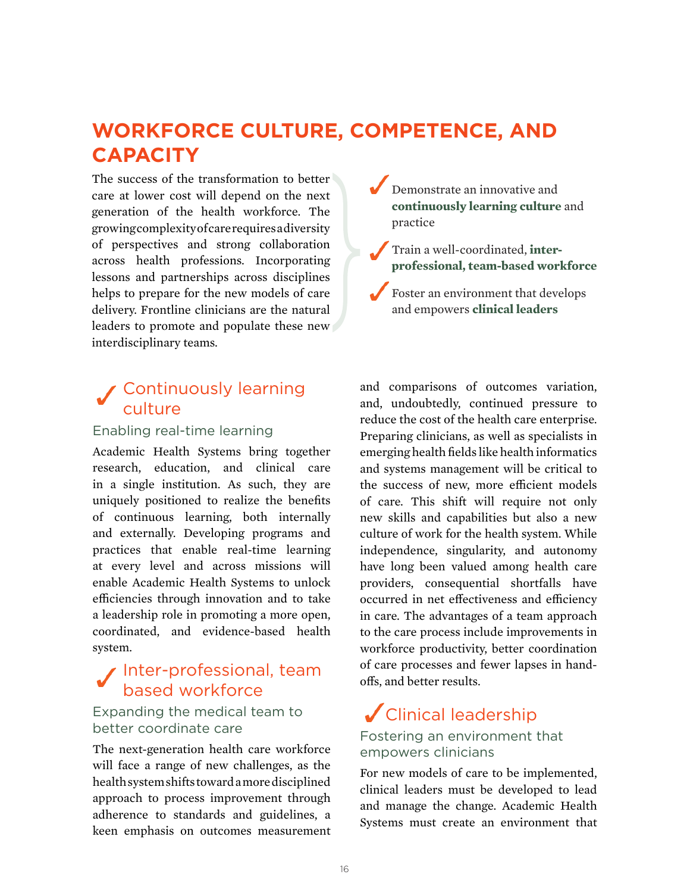# WORKFORCE CULTURE, COMPETENCE, AND CAPACITY

The success of the transformation to better care at lower cost will depend on the next generation of the health workforce. The growing complexity of care requires a diversity of perspectives and strong collaboration across health professions. Incorporating lessons and partnerships across disciplines helps to prepare for the new models of care delivery. Frontline clinicians are the natural leaders to promote and populate these new interdisciplinary teams.

- ✓ Demonstrate an innovative and **continuously learning culture** and practice
- ✓ Train a well-coordinated, **inter-professional, team-based workforce**
- ✓ Foster an environment that develops and empowers **clinical leaders**

## ✓ Continuously learning culture

### Enabling real-time learning

Academic Health Systems bring together research, education, and clinical care in a single institution. As such, they are uniquely positioned to realize the benefits of continuous learning, both internally and externally. Developing programs and practices that enable real-time learning at every level and across missions will enable Academic Health Systems to unlock efficiencies through innovation and to take a leadership role in promoting a more open, coordinated, and evidence-based health system.

## ✓ Inter-professional, team based workforce

### Expanding the medical team to better coordinate care

The next-generation health care workforce will face a range of new challenges, as the health system shifts toward a more disciplined approach to process improvement through adherence to standards and guidelines, a keen emphasis on outcomes measurement and comparisons of outcomes variation, and, undoubtedly, continued pressure to reduce the cost of the health care enterprise. Preparing clinicians, as well as specialists in emerging health fields like health informatics and systems management will be critical to the success of new, more efficient models of care. This shift will require not only new skills and capabilities but also a new culture of work for the health system. While independence, singularity, and autonomy have long been valued among health care providers, consequential shortfalls have occurred in net effectiveness and efficiency in care. The advantages of a team approach to the care process include improvements in workforce productivity, better coordination of care processes and fewer lapses in hand-offs, and better results.

## ✓ Clinical leadership

### Fostering an environment that empowers clinicians

For new models of care to be implemented, clinical leaders must be developed to lead and manage the change. Academic Health Systems must create an environment that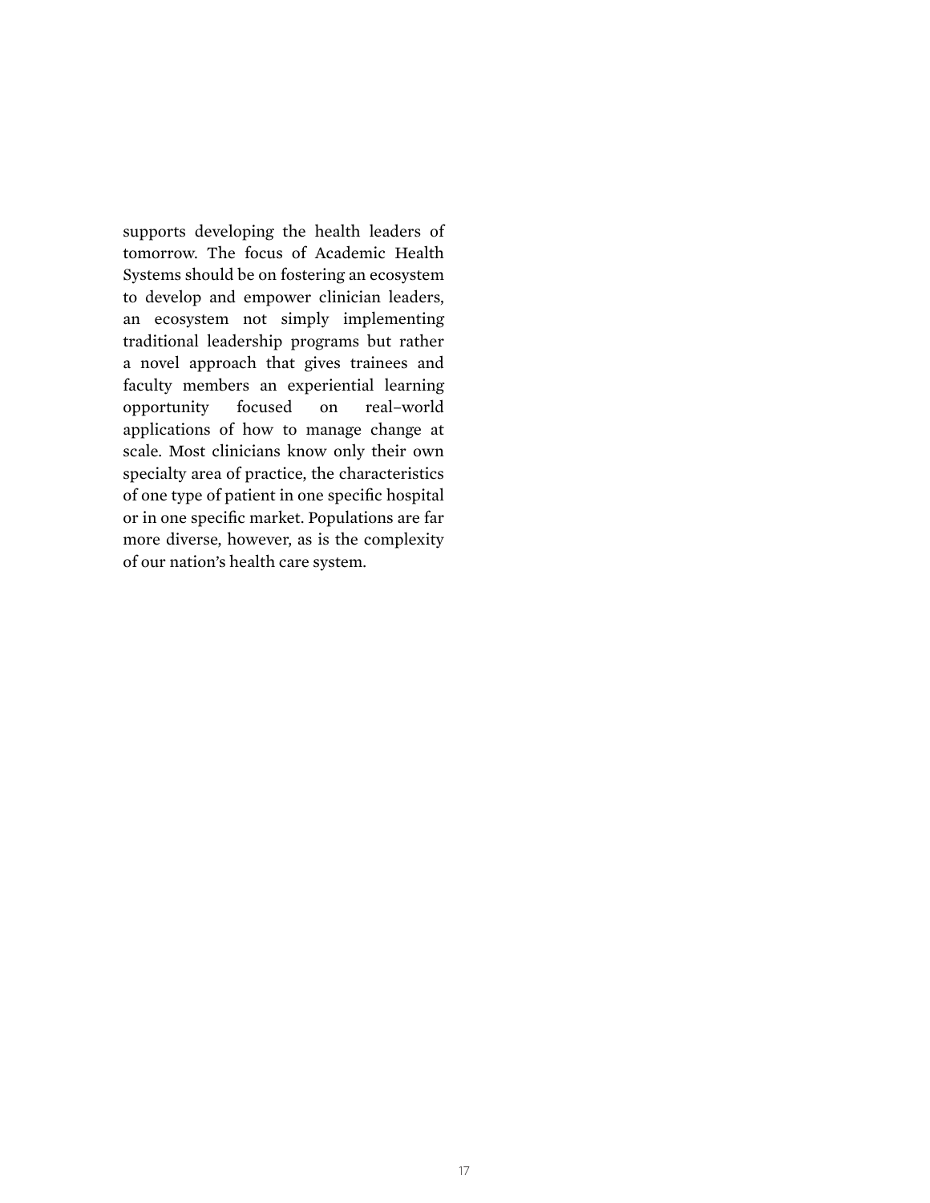supports developing the health leaders of tomorrow. The focus of Academic Health Systems should be on fostering an ecosystem to develop and empower clinician leaders, an ecosystem not simply implementing traditional leadership programs but rather a novel approach that gives trainees and faculty members an experiential learning opportunity focused on real–world applications of how to manage change at scale. Most clinicians know only their own specialty area of practice, the characteristics of one type of patient in one specific hospital or in one specific market. Populations are far more diverse, however, as is the complexity of our nation's health care system.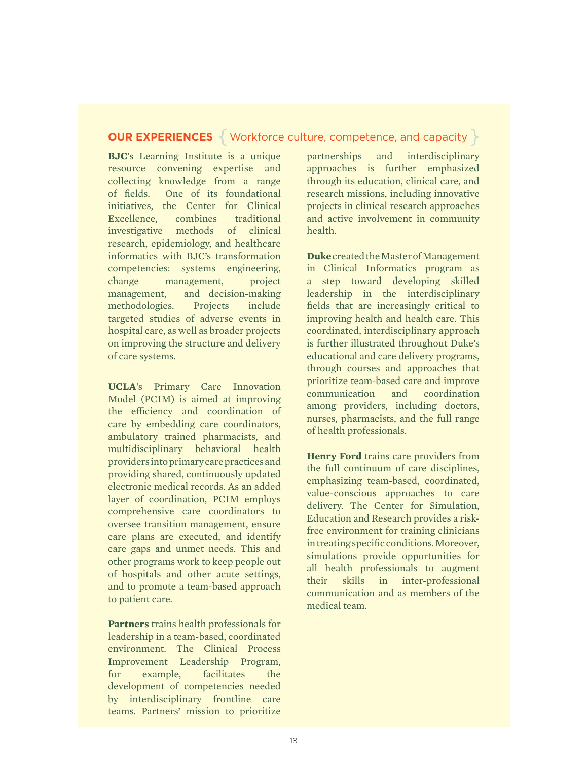## OUR EXPERIENCES { Workforce culture, competence, and capacity }

**BJC**'s Learning Institute is a unique resource convening expertise and collecting knowledge from a range of fields. One of its foundational initiatives, the Center for Clinical Excellence, combines traditional investigative methods of clinical research, epidemiology, and healthcare informatics with BJC's transformation competencies: systems engineering, change management, project management, and decision-making methodologies. Projects include targeted studies of adverse events in hospital care, as well as broader projects on improving the structure and delivery of care systems.

**UCLA**'s Primary Care Innovation Model (PCIM) is aimed at improving the efficiency and coordination of care by embedding care coordinators, ambulatory trained pharmacists, and multidisciplinary behavioral health providers into primary care practices and providing shared, continuously updated electronic medical records. As an added layer of coordination, PCIM employs comprehensive care coordinators to oversee transition management, ensure care plans are executed, and identify care gaps and unmet needs. This and other programs work to keep people out of hospitals and other acute settings, and to promote a team-based approach to patient care.

**Partners** trains health professionals for leadership in a team-based, coordinated environment. The Clinical Process Improvement Leadership Program, for example, facilitates the development of competencies needed by interdisciplinary frontline care teams. Partners' mission to prioritize partnerships and interdisciplinary approaches is further emphasized through its education, clinical care, and research missions, including innovative projects in clinical research approaches and active involvement in community health.

**Duke** created the Master of Management in Clinical Informatics program as a step toward developing skilled leadership in the interdisciplinary fields that are increasingly critical to improving health and health care. This coordinated, interdisciplinary approach is further illustrated throughout Duke's educational and care delivery programs, through courses and approaches that prioritize team-based care and improve communication and coordination among providers, including doctors, nurses, pharmacists, and the full range of health professionals.

**Henry Ford** trains care providers from the full continuum of care disciplines, emphasizing team-based, coordinated, value-conscious approaches to care delivery. The Center for Simulation, Education and Research provides a risk-free environment for training clinicians in treating specific conditions. Moreover, simulations provide opportunities for all health professionals to augment their skills in inter-professional communication and as members of the medical team.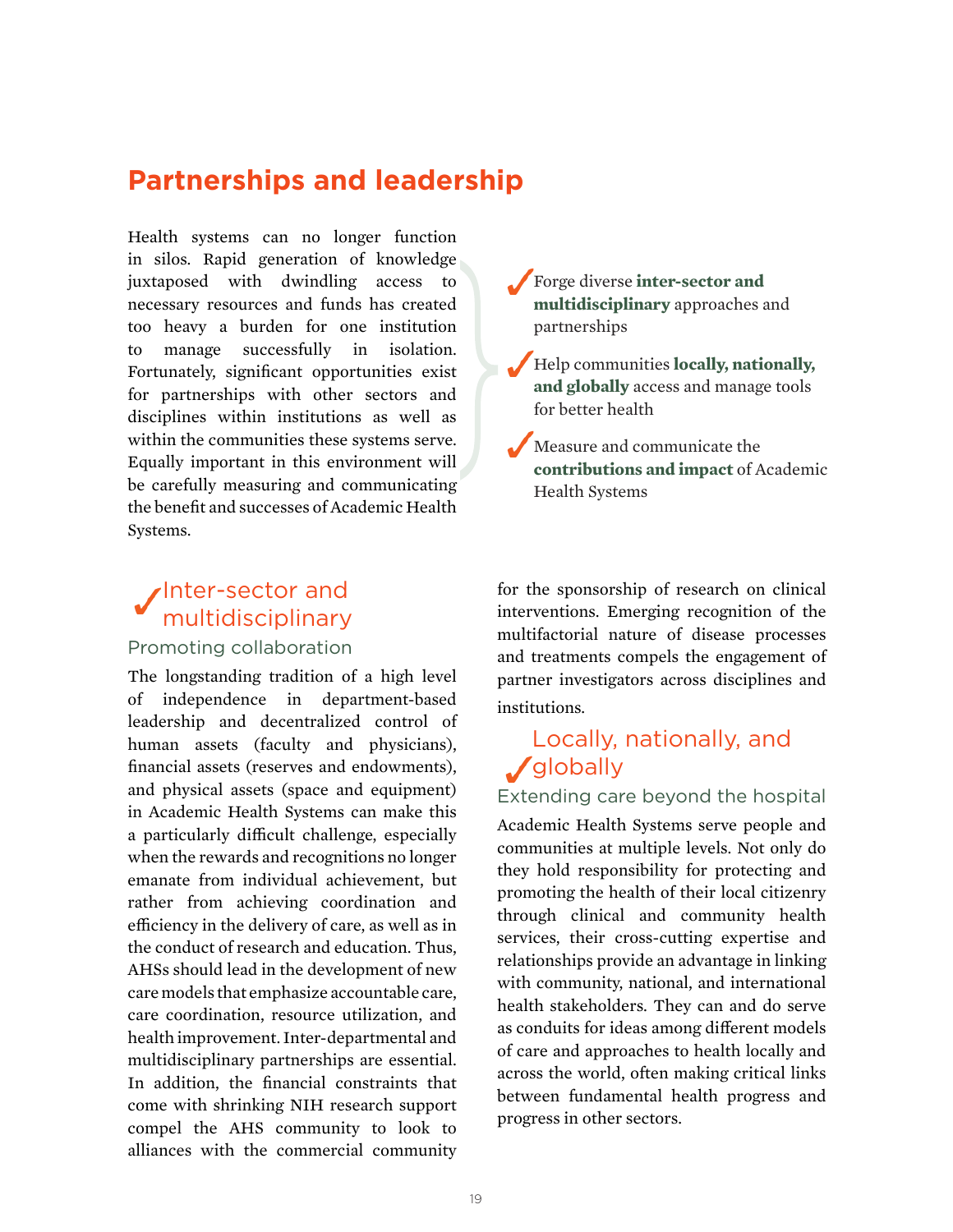# Partnerships and leadership

Health systems can no longer function in silos. Rapid generation of knowledge juxtaposed with dwindling access to necessary resources and funds has created too heavy a burden for one institution to manage successfully in isolation. Fortunately, significant opportunities exist for partnerships with other sectors and disciplines within institutions as well as within the communities these systems serve. Equally important in this environment will be carefully measuring and communicating the benefit and successes of Academic Health Systems.

- ✓ Forge diverse **inter-sector and multidisciplinary** approaches and partnerships
- ✓ Help communities **locally, nationally, and globally** access and manage tools for better health
- ✓ Measure and communicate the **contributions and impact** of Academic Health Systems

## ✓ Inter-sector and multidisciplinary

### Promoting collaboration

The longstanding tradition of a high level of independence in department-based leadership and decentralized control of human assets (faculty and physicians), financial assets (reserves and endowments), and physical assets (space and equipment) in Academic Health Systems can make this a particularly difficult challenge, especially when the rewards and recognitions no longer emanate from individual achievement, but rather from achieving coordination and efficiency in the delivery of care, as well as in the conduct of research and education. Thus, AHSs should lead in the development of new care models that emphasize accountable care, care coordination, resource utilization, and health improvement. Inter-departmental and multidisciplinary partnerships are essential. In addition, the financial constraints that come with shrinking NIH research support compel the AHS community to look to alliances with the commercial community for the sponsorship of research on clinical interventions. Emerging recognition of the multifactorial nature of disease processes and treatments compels the engagement of partner investigators across disciplines and institutions.

## ✓ Locally, nationally, and globally

### Extending care beyond the hospital

Academic Health Systems serve people and communities at multiple levels. Not only do they hold responsibility for protecting and promoting the health of their local citizenry through clinical and community health services, their cross-cutting expertise and relationships provide an advantage in linking with community, national, and international health stakeholders. They can and do serve as conduits for ideas among different models of care and approaches to health locally and across the world, often making critical links between fundamental health progress and progress in other sectors.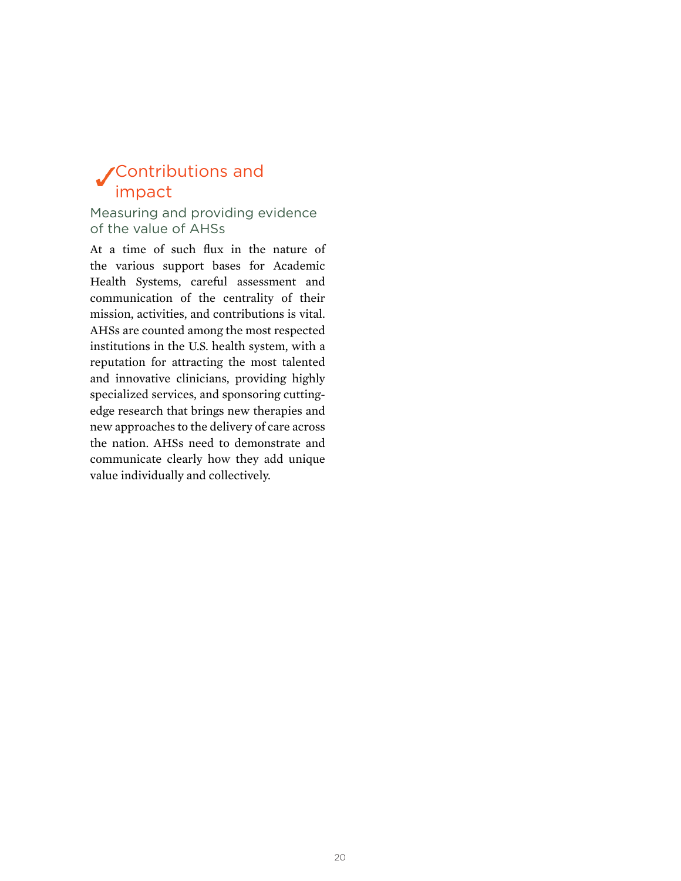## ✓Contributions and impact

### Measuring and providing evidence of the value of AHSs

At a time of such flux in the nature of the various support bases for Academic Health Systems, careful assessment and communication of the centrality of their mission, activities, and contributions is vital. AHSs are counted among the most respected institutions in the U.S. health system, with a reputation for attracting the most talented and innovative clinicians, providing highly specialized services, and sponsoring cutting-edge research that brings new therapies and new approaches to the delivery of care across the nation. AHSs need to demonstrate and communicate clearly how they add unique value individually and collectively.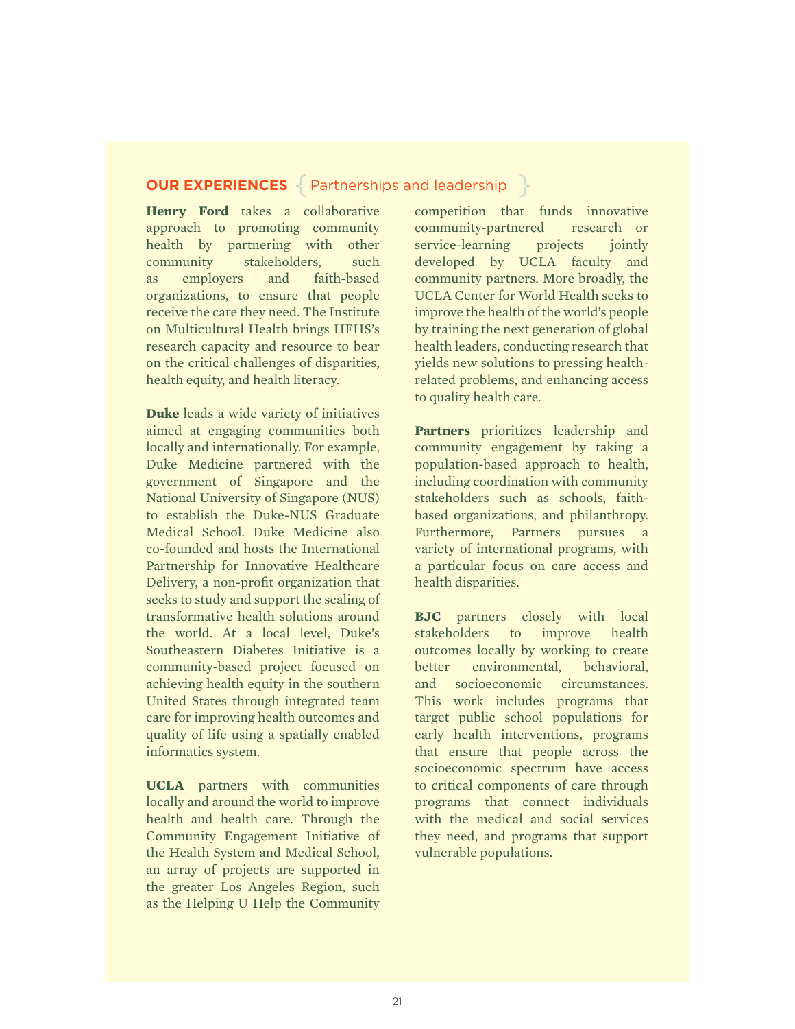## OUR EXPERIENCES { Partnerships and leadership }

**Henry Ford** takes a collaborative approach to promoting community health by partnering with other community stakeholders, such as employers and faith-based organizations, to ensure that people receive the care they need. The Institute on Multicultural Health brings HFHS's research capacity and resource to bear on the critical challenges of disparities, health equity, and health literacy.

**Duke** leads a wide variety of initiatives aimed at engaging communities both locally and internationally. For example, Duke Medicine partnered with the government of Singapore and the National University of Singapore (NUS) to establish the Duke-NUS Graduate Medical School. Duke Medicine also co-founded and hosts the International Partnership for Innovative Healthcare Delivery, a non-profit organization that seeks to study and support the scaling of transformative health solutions around the world. At a local level, Duke's Southeastern Diabetes Initiative is a community-based project focused on achieving health equity in the southern United States through integrated team care for improving health outcomes and quality of life using a spatially enabled informatics system.

**UCLA** partners with communities locally and around the world to improve health and health care. Through the Community Engagement Initiative of the Health System and Medical School, an array of projects are supported in the greater Los Angeles Region, such as the Helping U Help the Community competition that funds innovative community-partnered research or service-learning projects jointly developed by UCLA faculty and community partners. More broadly, the UCLA Center for World Health seeks to improve the health of the world's people by training the next generation of global health leaders, conducting research that yields new solutions to pressing health-related problems, and enhancing access to quality health care.

**Partners** prioritizes leadership and community engagement by taking a population-based approach to health, including coordination with community stakeholders such as schools, faith-based organizations, and philanthropy. Furthermore, Partners pursues a variety of international programs, with a particular focus on care access and health disparities.

**BJC** partners closely with local stakeholders to improve health outcomes locally by working to create better environmental, behavioral, and socioeconomic circumstances. This work includes programs that target public school populations for early health interventions, programs that ensure that people across the socioeconomic spectrum have access to critical components of care through programs that connect individuals with the medical and social services they need, and programs that support vulnerable populations.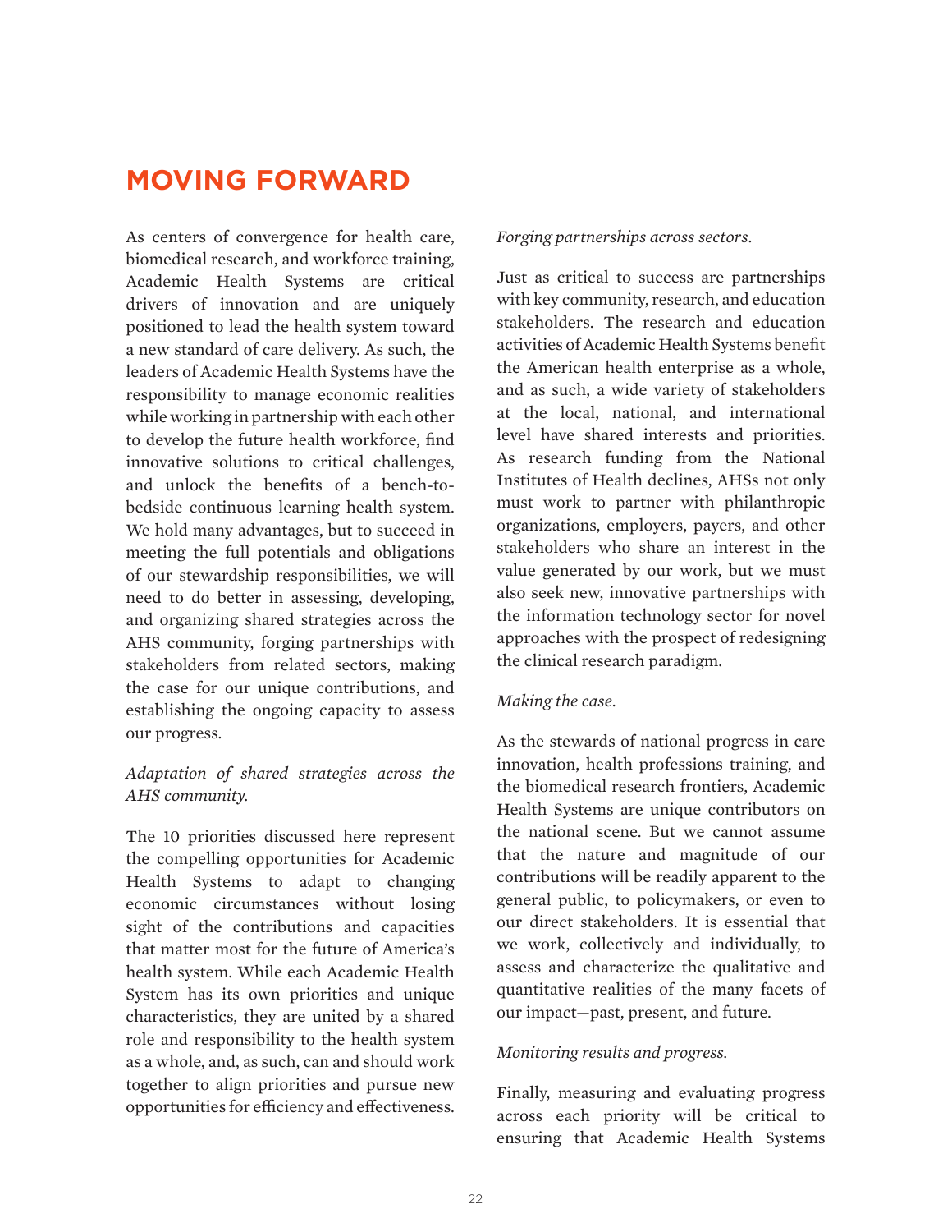## MOVING FORWARD

As centers of convergence for health care, biomedical research, and workforce training, Academic Health Systems are critical drivers of innovation and are uniquely positioned to lead the health system toward a new standard of care delivery. As such, the leaders of Academic Health Systems have the responsibility to manage economic realities while working in partnership with each other to develop the future health workforce, find innovative solutions to critical challenges, and unlock the benefits of a bench-to-bedside continuous learning health system. We hold many advantages, but to succeed in meeting the full potentials and obligations of our stewardship responsibilities, we will need to do better in assessing, developing, and organizing shared strategies across the AHS community, forging partnerships with stakeholders from related sectors, making the case for our unique contributions, and establishing the ongoing capacity to assess our progress.

*Adaptation of shared strategies across the AHS community.*

The 10 priorities discussed here represent the compelling opportunities for Academic Health Systems to adapt to changing economic circumstances without losing sight of the contributions and capacities that matter most for the future of America's health system. While each Academic Health System has its own priorities and unique characteristics, they are united by a shared role and responsibility to the health system as a whole, and, as such, can and should work together to align priorities and pursue new opportunities for efficiency and effectiveness.

*Forging partnerships across sectors.*

Just as critical to success are partnerships with key community, research, and education stakeholders. The research and education activities of Academic Health Systems benefit the American health enterprise as a whole, and as such, a wide variety of stakeholders at the local, national, and international level have shared interests and priorities. As research funding from the National Institutes of Health declines, AHSs not only must work to partner with philanthropic organizations, employers, payers, and other stakeholders who share an interest in the value generated by our work, but we must also seek new, innovative partnerships with the information technology sector for novel approaches with the prospect of redesigning the clinical research paradigm.

*Making the case.*

As the stewards of national progress in care innovation, health professions training, and the biomedical research frontiers, Academic Health Systems are unique contributors on the national scene. But we cannot assume that the nature and magnitude of our contributions will be readily apparent to the general public, to policymakers, or even to our direct stakeholders. It is essential that we work, collectively and individually, to assess and characterize the qualitative and quantitative realities of the many facets of our impact—past, present, and future.

*Monitoring results and progress.*

Finally, measuring and evaluating progress across each priority will be critical to ensuring that Academic Health Systems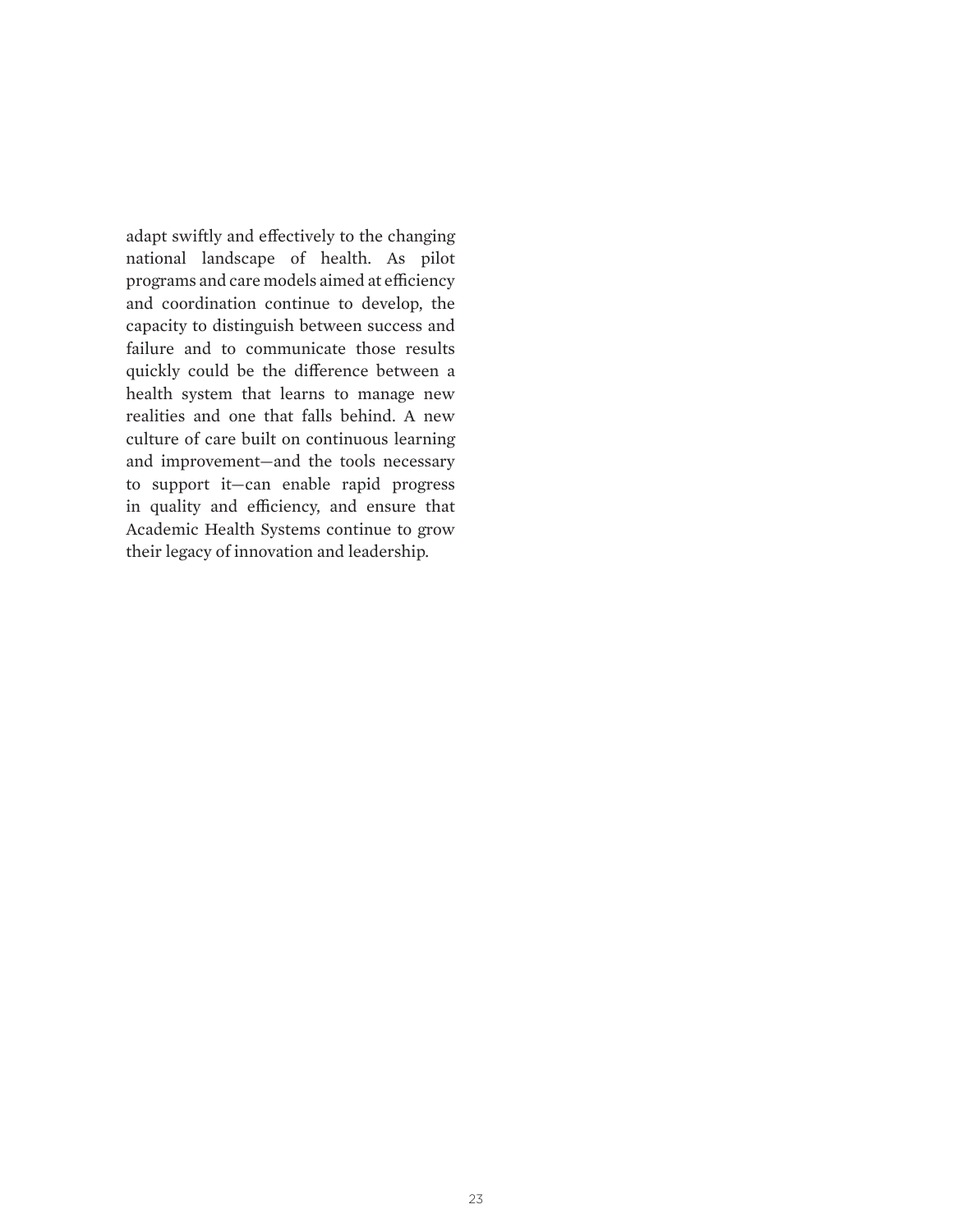adapt swiftly and effectively to the changing national landscape of health. As pilot programs and care models aimed at efficiency and coordination continue to develop, the capacity to distinguish between success and failure and to communicate those results quickly could be the difference between a health system that learns to manage new realities and one that falls behind. A new culture of care built on continuous learning and improvement—and the tools necessary to support it—can enable rapid progress in quality and efficiency, and ensure that Academic Health Systems continue to grow their legacy of innovation and leadership.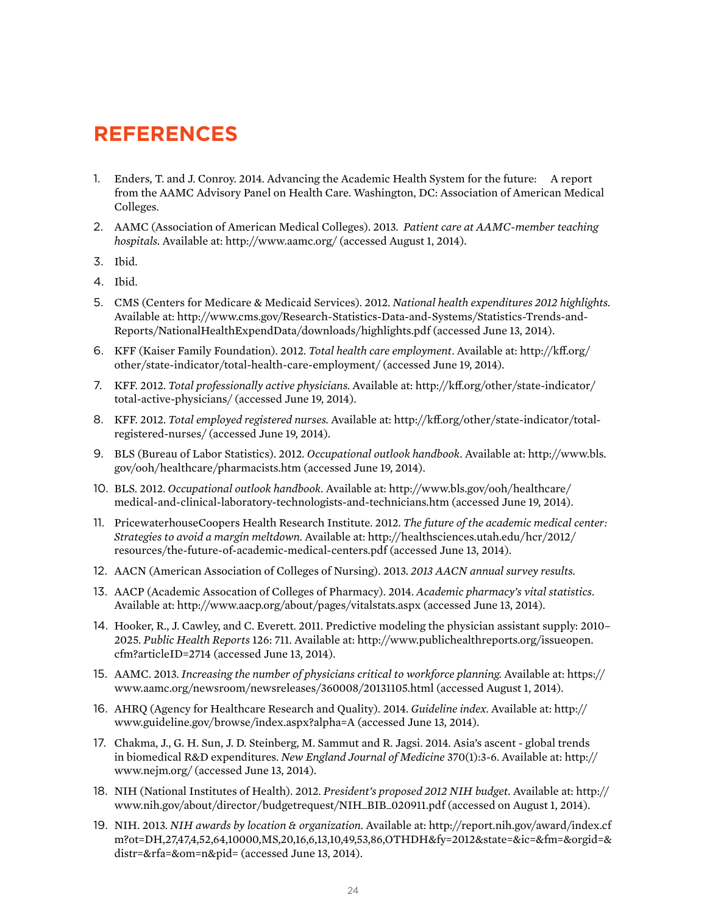# REFERENCES

1. Enders, T. and J. Conroy. 2014. Advancing the Academic Health System for the future: A report from the AAMC Advisory Panel on Health Care. Washington, DC: Association of American Medical Colleges.
2. AAMC (Association of American Medical Colleges). 2013. *Patient care at AAMC-member teaching hospitals*. Available at: http://www.aamc.org/ (accessed August 1, 2014).
3. Ibid.
4. Ibid.
5. CMS (Centers for Medicare & Medicaid Services). 2012. *National health expenditures 2012 highlights*. Available at: http://www.cms.gov/Research-Statistics-Data-and-Systems/Statistics-Trends-and-Reports/NationalHealthExpendData/downloads/highlights.pdf (accessed June 13, 2014).
6. KFF (Kaiser Family Foundation). 2012. *Total health care employment*. Available at: http://kff.org/other/state-indicator/total-health-care-employment/ (accessed June 19, 2014).
7. KFF. 2012. *Total professionally active physicians*. Available at: http://kff.org/other/state-indicator/total-active-physicians/ (accessed June 19, 2014).
8. KFF. 2012. *Total employed registered nurses*. Available at: http://kff.org/other/state-indicator/total-registered-nurses/ (accessed June 19, 2014).
9. BLS (Bureau of Labor Statistics). 2012. *Occupational outlook handbook*. Available at: http://www.bls.gov/ooh/healthcare/pharmacists.htm (accessed June 19, 2014).
10. BLS. 2012. *Occupational outlook handbook*. Available at: http://www.bls.gov/ooh/healthcare/medical-and-clinical-laboratory-technologists-and-technicians.htm (accessed June 19, 2014).
11. PricewaterhouseCoopers Health Research Institute. 2012. *The future of the academic medical center: Strategies to avoid a margin meltdown*. Available at: http://healthsciences.utah.edu/hcr/2012/resources/the-future-of-academic-medical-centers.pdf (accessed June 13, 2014).
12. AACN (American Association of Colleges of Nursing). 2013. *2013 AACN annual survey results*.
13. AACP (Academic Assocation of Colleges of Pharmacy). 2014. *Academic pharmacy's vital statistics*. Available at: http://www.aacp.org/about/pages/vitalstats.aspx (accessed June 13, 2014).
14. Hooker, R., J. Cawley, and C. Everett. 2011. Predictive modeling the physician assistant supply: 2010–2025. *Public Health Reports* 126: 711. Available at: http://www.publichealthreports.org/issueopen.cfm?articleID=2714 (accessed June 13, 2014).
15. AAMC. 2013. *Increasing the number of physicians critical to workforce planning*. Available at: https://www.aamc.org/newsroom/newsreleases/360008/20131105.html (accessed August 1, 2014).
16. AHRQ (Agency for Healthcare Research and Quality). 2014. *Guideline index*. Available at: http://www.guideline.gov/browse/index.aspx?alpha=A (accessed June 13, 2014).
17. Chakma, J., G. H. Sun, J. D. Steinberg, M. Sammut and R. Jagsi. 2014. Asia's ascent - global trends in biomedical R&D expenditures. *New England Journal of Medicine* 370(1):3-6. Available at: http://www.nejm.org/ (accessed June 13, 2014).
18. NIH (National Institutes of Health). 2012. *President's proposed 2012 NIH budget*. Available at: http://www.nih.gov/about/director/budgetrequest/NIH_BIB_020911.pdf (accessed on August 1, 2014).
19. NIH. 2013. *NIH awards by location & organization*. Available at: http://report.nih.gov/award/index.cfm?ot=DH,27,47,4,52,64,10000,MS,20,16,6,13,10,49,53,86,OTHDH&fy=2012&state=&ic=&fm=&orgid=&distr=&rfa=&om=n&pid= (accessed June 13, 2014).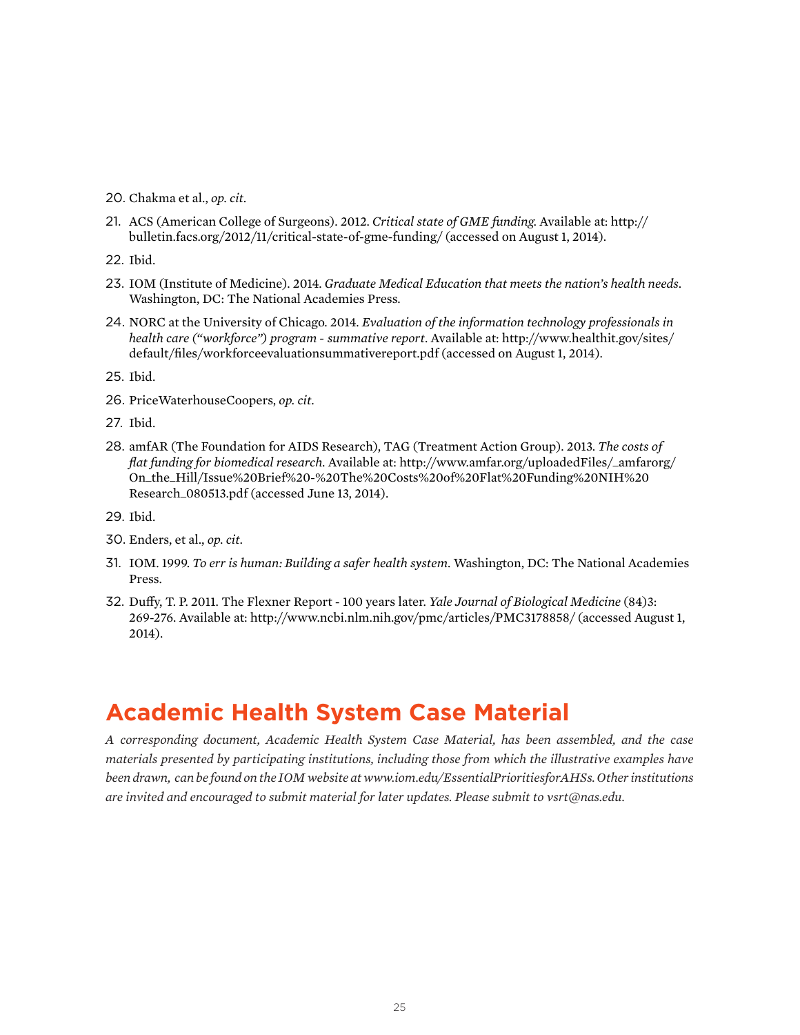20. Chakma et al., *op. cit.*
21. ACS (American College of Surgeons). 2012. *Critical state of GME funding.* Available at: http://bulletin.facs.org/2012/11/critical-state-of-gme-funding/ (accessed on August 1, 2014).
22. Ibid.
23. IOM (Institute of Medicine). 2014. *Graduate Medical Education that meets the nation's health needs*. Washington, DC: The National Academies Press.
24. NORC at the University of Chicago. 2014. *Evaluation of the information technology professionals in health care ("workforce") program - summative report*. Available at: http://www.healthit.gov/sites/default/files/workforceevaluationsummativereport.pdf (accessed on August 1, 2014).
25. Ibid.
26. PriceWaterhouseCoopers, *op. cit.*
27. Ibid.
28. amfAR (The Foundation for AIDS Research), TAG (Treatment Action Group). 2013. *The costs of flat funding for biomedical research.* Available at: http://www.amfar.org/uploadedFiles/_amfarorg/On_the_Hill/Issue%20Brief%20-%20The%20Costs%20of%20Flat%20Funding%20NIH%20Research_080513.pdf (accessed June 13, 2014).
29. Ibid.
30. Enders, et al., *op. cit.*
31. IOM. 1999. *To err is human: Building a safer health system.* Washington, DC: The National Academies Press.
32. Duffy, T. P. 2011. The Flexner Report - 100 years later. *Yale Journal of Biological Medicine* (84)3: 269-276. Available at: http://www.ncbi.nlm.nih.gov/pmc/articles/PMC3178858/ (accessed August 1, 2014).

## Academic Health System Case Material

*A corresponding document, Academic Health System Case Material, has been assembled, and the case materials presented by participating institutions, including those from which the illustrative examples have been drawn, can be found on the IOM website at www.iom.edu/EssentialPrioritiesforAHSs. Other institutions are invited and encouraged to submit material for later updates. Please submit to vsrt@nas.edu.*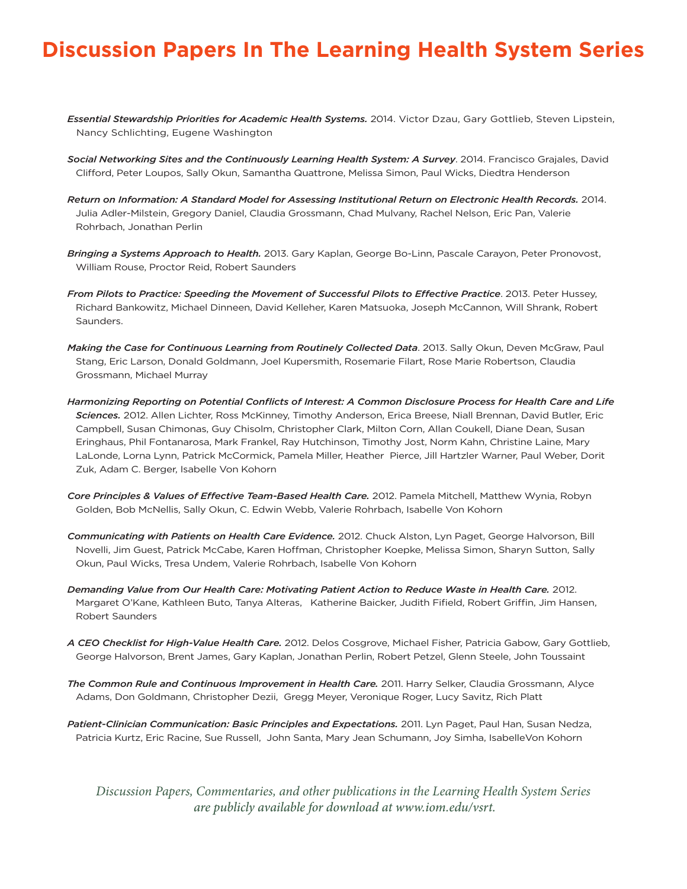# Discussion Papers In The Learning Health System Series

***Essential Stewardship Priorities for Academic Health Systems.*** 2014. Victor Dzau, Gary Gottlieb, Steven Lipstein, Nancy Schlichting, Eugene Washington

***Social Networking Sites and the Continuously Learning Health System: A Survey***. 2014. Francisco Grajales, David Clifford, Peter Loupos, Sally Okun, Samantha Quattrone, Melissa Simon, Paul Wicks, Diedtra Henderson

***Return on Information: A Standard Model for Assessing Institutional Return on Electronic Health Records.*** 2014. Julia Adler-Milstein, Gregory Daniel, Claudia Grossmann, Chad Mulvany, Rachel Nelson, Eric Pan, Valerie Rohrbach, Jonathan Perlin

***Bringing a Systems Approach to Health.*** 2013. Gary Kaplan, George Bo-Linn, Pascale Carayon, Peter Pronovost, William Rouse, Proctor Reid, Robert Saunders

***From Pilots to Practice: Speeding the Movement of Successful Pilots to Effective Practice***. 2013. Peter Hussey, Richard Bankowitz, Michael Dinneen, David Kelleher, Karen Matsuoka, Joseph McCannon, Will Shrank, Robert Saunders.

***Making the Case for Continuous Learning from Routinely Collected Data***. 2013. Sally Okun, Deven McGraw, Paul Stang, Eric Larson, Donald Goldmann, Joel Kupersmith, Rosemarie Filart, Rose Marie Robertson, Claudia Grossmann, Michael Murray

***Harmonizing Reporting on Potential Conflicts of Interest: A Common Disclosure Process for Health Care and Life Sciences.*** 2012. Allen Lichter, Ross McKinney, Timothy Anderson, Erica Breese, Niall Brennan, David Butler, Eric Campbell, Susan Chimonas, Guy Chisolm, Christopher Clark, Milton Corn, Allan Coukell, Diane Dean, Susan Eringhaus, Phil Fontanarosa, Mark Frankel, Ray Hutchinson, Timothy Jost, Norm Kahn, Christine Laine, Mary LaLonde, Lorna Lynn, Patrick McCormick, Pamela Miller, Heather Pierce, Jill Hartzler Warner, Paul Weber, Dorit Zuk, Adam C. Berger, Isabelle Von Kohorn

***Core Principles & Values of Effective Team-Based Health Care.*** 2012. Pamela Mitchell, Matthew Wynia, Robyn Golden, Bob McNellis, Sally Okun, C. Edwin Webb, Valerie Rohrbach, Isabelle Von Kohorn

***Communicating with Patients on Health Care Evidence.*** 2012. Chuck Alston, Lyn Paget, George Halvorson, Bill Novelli, Jim Guest, Patrick McCabe, Karen Hoffman, Christopher Koepke, Melissa Simon, Sharyn Sutton, Sally Okun, Paul Wicks, Tresa Undem, Valerie Rohrbach, Isabelle Von Kohorn

***Demanding Value from Our Health Care: Motivating Patient Action to Reduce Waste in Health Care.*** 2012. Margaret O'Kane, Kathleen Buto, Tanya Alteras, Katherine Baicker, Judith Fifield, Robert Griffin, Jim Hansen, Robert Saunders

***A CEO Checklist for High-Value Health Care.*** 2012. Delos Cosgrove, Michael Fisher, Patricia Gabow, Gary Gottlieb, George Halvorson, Brent James, Gary Kaplan, Jonathan Perlin, Robert Petzel, Glenn Steele, John Toussaint

***The Common Rule and Continuous Improvement in Health Care.*** 2011. Harry Selker, Claudia Grossmann, Alyce Adams, Don Goldmann, Christopher Dezii, Gregg Meyer, Veronique Roger, Lucy Savitz, Rich Platt

***Patient-Clinician Communication: Basic Principles and Expectations.*** 2011. Lyn Paget, Paul Han, Susan Nedza, Patricia Kurtz, Eric Racine, Sue Russell, John Santa, Mary Jean Schumann, Joy Simha, IsabelleVon Kohorn

*Discussion Papers, Commentaries, and other publications in the Learning Health System Series are publicly available for download at www.iom.edu/vsrt.*